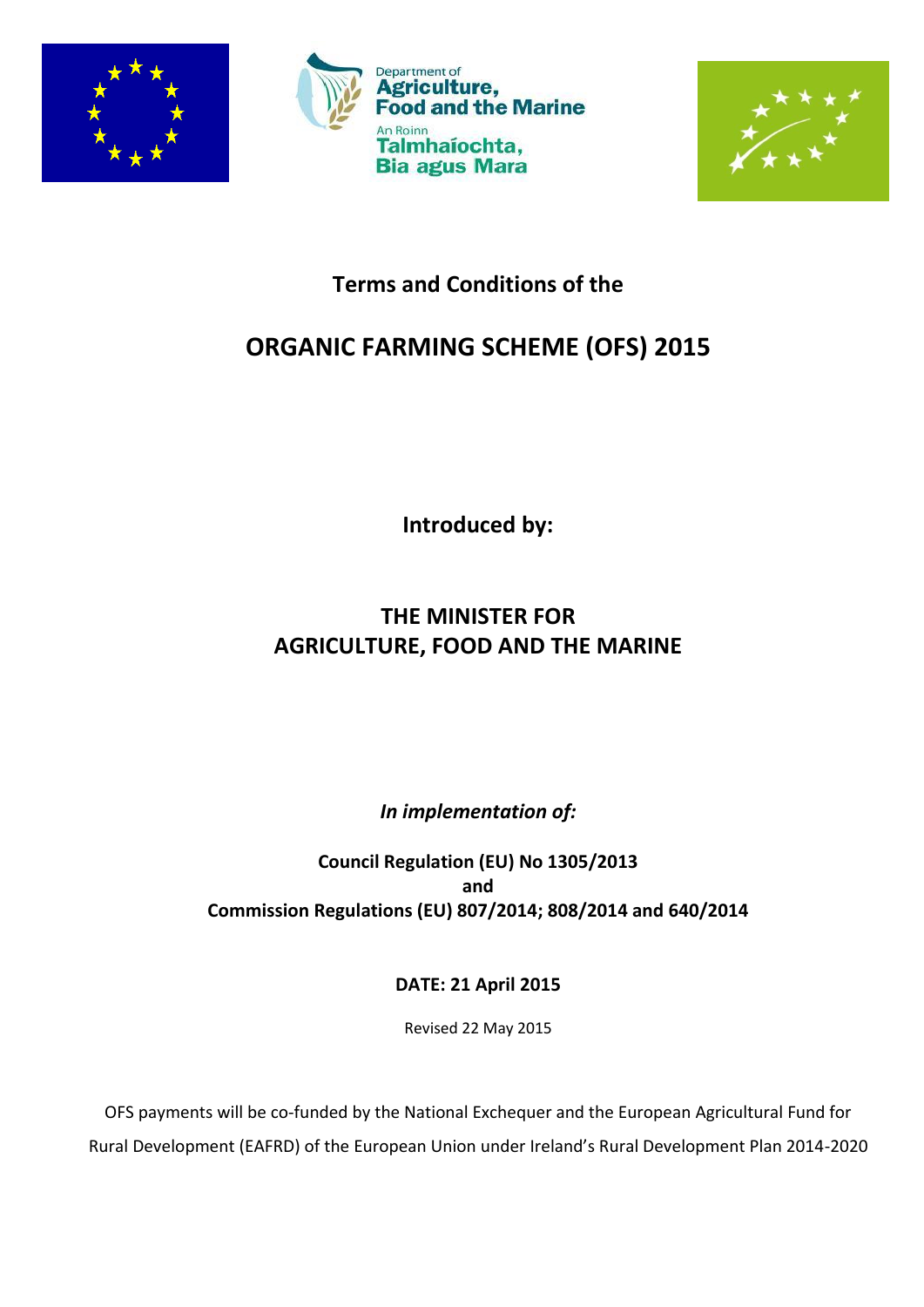Department of Agriculture, Food and the Marine

An Roinn Talmhaíochta, Bia agus Mara

# Terms and Conditions of the

# ORGANIC FARMING SCHEME (OFS) 2015

**Introduced by:**

**THE MINISTER FOR AGRICULTURE, FOOD AND THE MARINE**

***In implementation of:***

**Council Regulation (EU) No 1305/2013**
**and**
**Commission Regulations (EU) 807/2014; 808/2014 and 640/2014**

**DATE: 21 April 2015**

Revised 22 May 2015

OFS payments will be co-funded by the National Exchequer and the European Agricultural Fund for Rural Development (EAFRD) of the European Union under Ireland's Rural Development Plan 2014-2020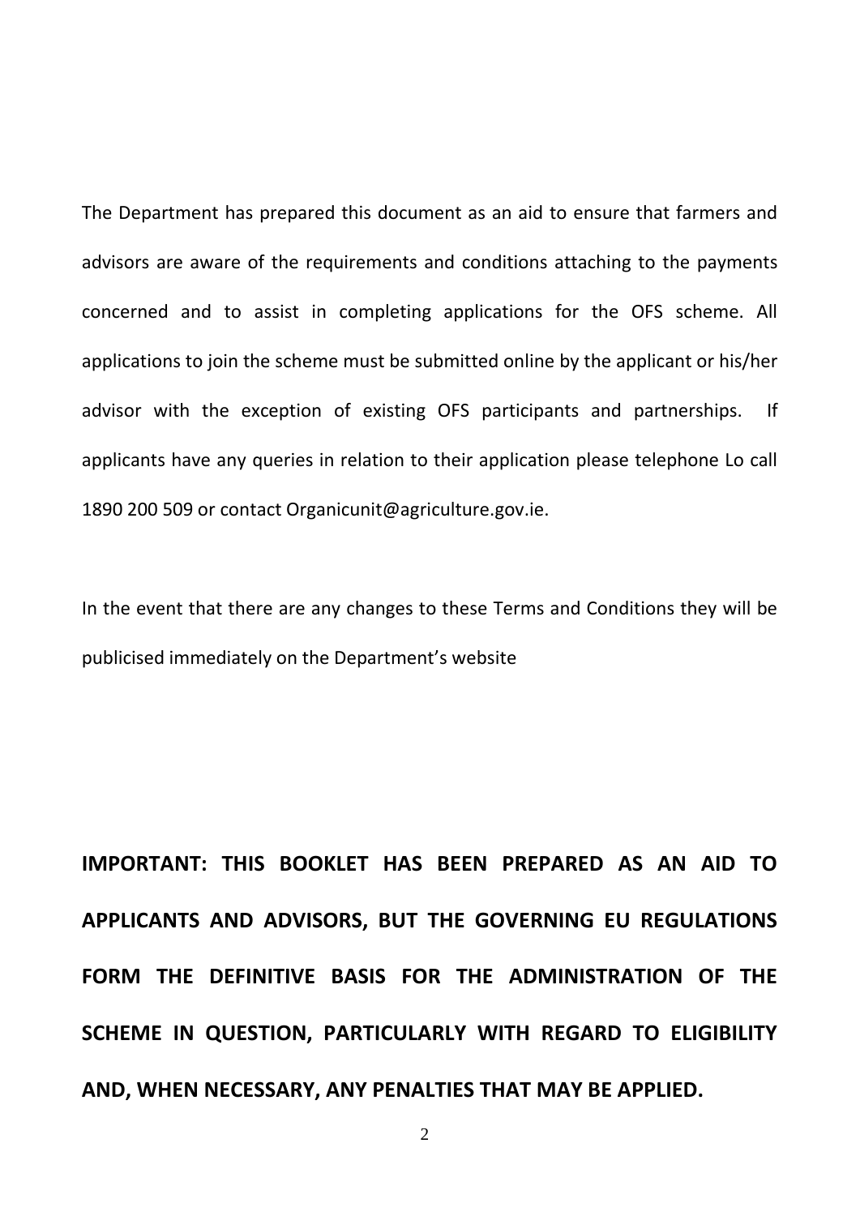The Department has prepared this document as an aid to ensure that farmers and advisors are aware of the requirements and conditions attaching to the payments concerned and to assist in completing applications for the OFS scheme. All applications to join the scheme must be submitted online by the applicant or his/her advisor with the exception of existing OFS participants and partnerships. If applicants have any queries in relation to their application please telephone Lo call 1890 200 509 or contact Organicunit@agriculture.gov.ie.

In the event that there are any changes to these Terms and Conditions they will be publicised immediately on the Department's website

**IMPORTANT: THIS BOOKLET HAS BEEN PREPARED AS AN AID TO APPLICANTS AND ADVISORS, BUT THE GOVERNING EU REGULATIONS FORM THE DEFINITIVE BASIS FOR THE ADMINISTRATION OF THE SCHEME IN QUESTION, PARTICULARLY WITH REGARD TO ELIGIBILITY AND, WHEN NECESSARY, ANY PENALTIES THAT MAY BE APPLIED.**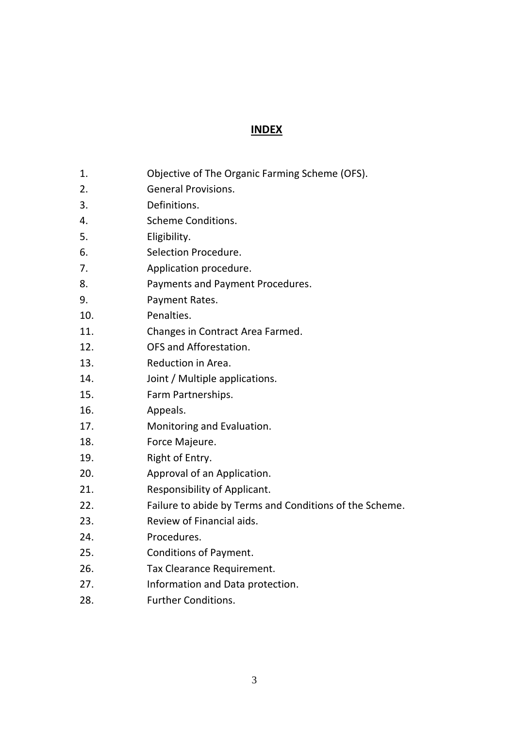# INDEX

1. Objective of The Organic Farming Scheme (OFS).
2. General Provisions.
3. Definitions.
4. Scheme Conditions.
5. Eligibility.
6. Selection Procedure.
7. Application procedure.
8. Payments and Payment Procedures.
9. Payment Rates.
10. Penalties.
11. Changes in Contract Area Farmed.
12. OFS and Afforestation.
13. Reduction in Area.
14. Joint / Multiple applications.
15. Farm Partnerships.
16. Appeals.
17. Monitoring and Evaluation.
18. Force Majeure.
19. Right of Entry.
20. Approval of an Application.
21. Responsibility of Applicant.
22. Failure to abide by Terms and Conditions of the Scheme.
23. Review of Financial aids.
24. Procedures.
25. Conditions of Payment.
26. Tax Clearance Requirement.
27. Information and Data protection.
28. Further Conditions.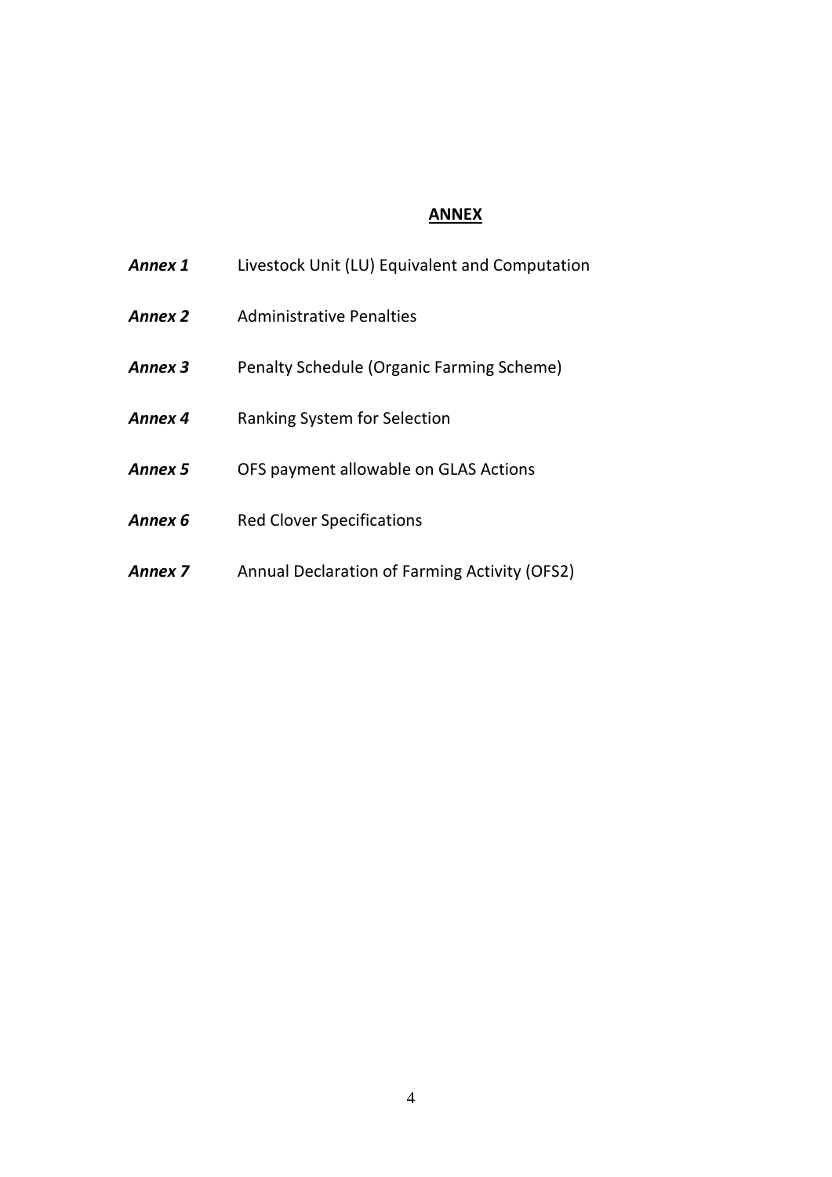## ANNEX

| | |
|---|---|
| ***Annex 1*** | Livestock Unit (LU) Equivalent and Computation |
| ***Annex 2*** | Administrative Penalties |
| ***Annex 3*** | Penalty Schedule (Organic Farming Scheme) |
| ***Annex 4*** | Ranking System for Selection |
| ***Annex 5*** | OFS payment allowable on GLAS Actions |
| ***Annex 6*** | Red Clover Specifications |
| ***Annex 7*** | Annual Declaration of Farming Activity (OFS2) |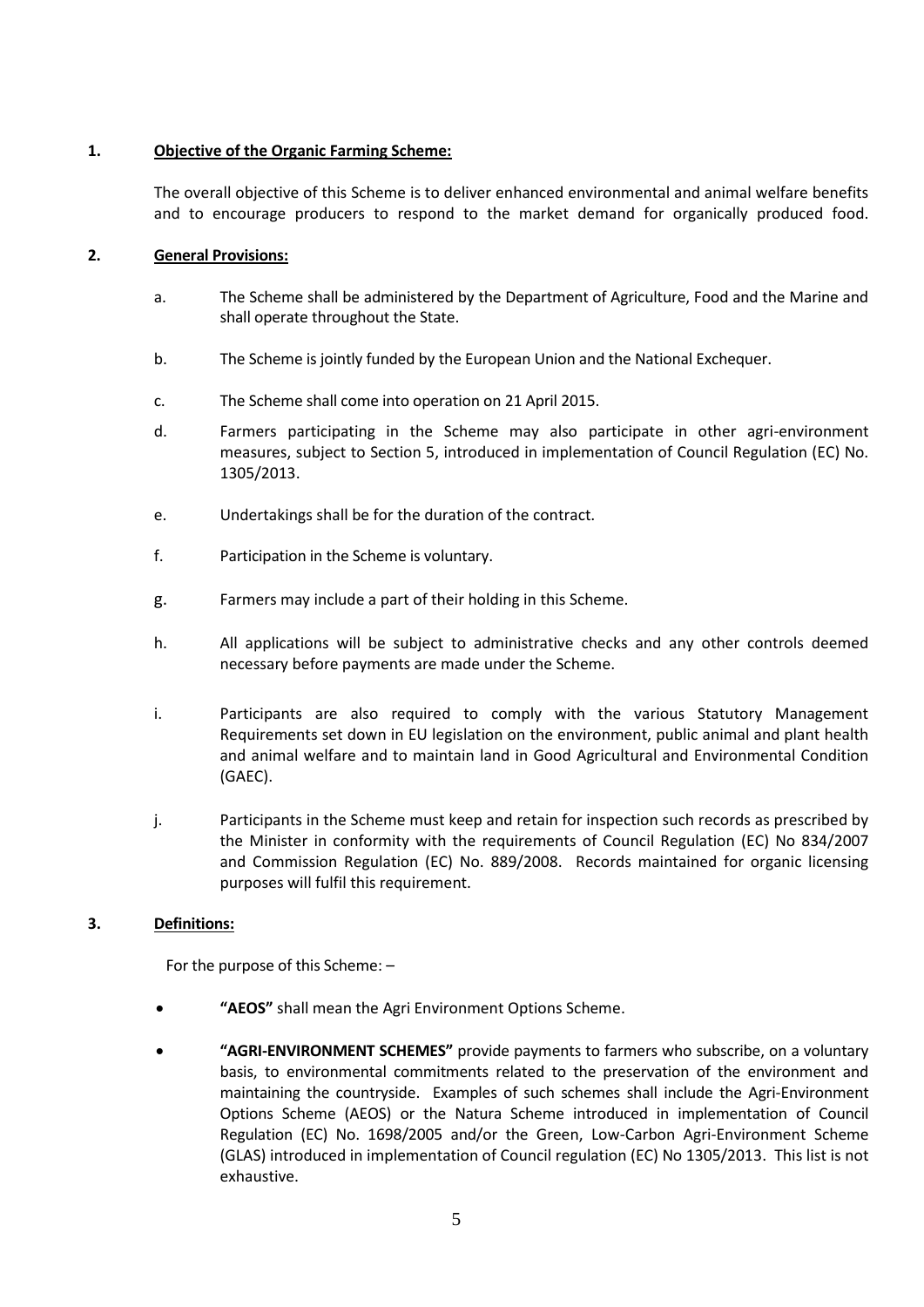## 1. Objective of the Organic Farming Scheme:

The overall objective of this Scheme is to deliver enhanced environmental and animal welfare benefits and to encourage producers to respond to the market demand for organically produced food.

## 2. General Provisions:

a. The Scheme shall be administered by the Department of Agriculture, Food and the Marine and shall operate throughout the State.

b. The Scheme is jointly funded by the European Union and the National Exchequer.

c. The Scheme shall come into operation on 21 April 2015.

d. Farmers participating in the Scheme may also participate in other agri-environment measures, subject to Section 5, introduced in implementation of Council Regulation (EC) No. 1305/2013.

e. Undertakings shall be for the duration of the contract.

f. Participation in the Scheme is voluntary.

g. Farmers may include a part of their holding in this Scheme.

h. All applications will be subject to administrative checks and any other controls deemed necessary before payments are made under the Scheme.

i. Participants are also required to comply with the various Statutory Management Requirements set down in EU legislation on the environment, public animal and plant health and animal welfare and to maintain land in Good Agricultural and Environmental Condition (GAEC).

j. Participants in the Scheme must keep and retain for inspection such records as prescribed by the Minister in conformity with the requirements of Council Regulation (EC) No 834/2007 and Commission Regulation (EC) No. 889/2008. Records maintained for organic licensing purposes will fulfil this requirement.

## 3. Definitions:

For the purpose of this Scheme: –

- **"AEOS"** shall mean the Agri Environment Options Scheme.
- **"AGRI-ENVIRONMENT SCHEMES"** provide payments to farmers who subscribe, on a voluntary basis, to environmental commitments related to the preservation of the environment and maintaining the countryside. Examples of such schemes shall include the Agri-Environment Options Scheme (AEOS) or the Natura Scheme introduced in implementation of Council Regulation (EC) No. 1698/2005 and/or the Green, Low-Carbon Agri-Environment Scheme (GLAS) introduced in implementation of Council regulation (EC) No 1305/2013. This list is not exhaustive.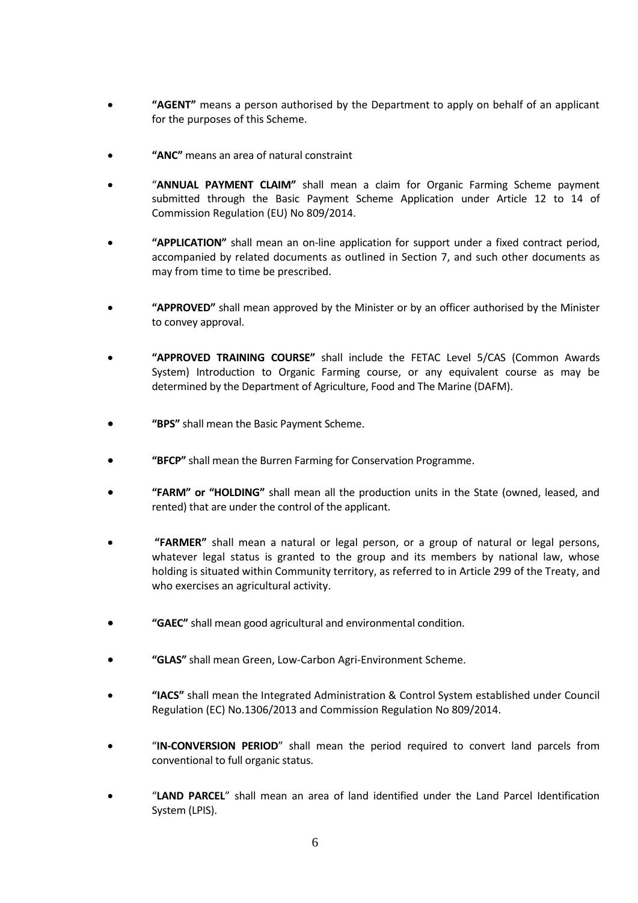- **"AGENT"** means a person authorised by the Department to apply on behalf of an applicant for the purposes of this Scheme.

- **"ANC"** means an area of natural constraint

- "**ANNUAL PAYMENT CLAIM"** shall mean a claim for Organic Farming Scheme payment submitted through the Basic Payment Scheme Application under Article 12 to 14 of Commission Regulation (EU) No 809/2014.

- **"APPLICATION"** shall mean an on-line application for support under a fixed contract period, accompanied by related documents as outlined in Section 7, and such other documents as may from time to time be prescribed.

- **"APPROVED"** shall mean approved by the Minister or by an officer authorised by the Minister to convey approval.

- **"APPROVED TRAINING COURSE"** shall include the FETAC Level 5/CAS (Common Awards System) Introduction to Organic Farming course, or any equivalent course as may be determined by the Department of Agriculture, Food and The Marine (DAFM).

- **"BPS"** shall mean the Basic Payment Scheme.

- **"BFCP"** shall mean the Burren Farming for Conservation Programme.

- **"FARM" or "HOLDING"** shall mean all the production units in the State (owned, leased, and rented) that are under the control of the applicant.

- **"FARMER"** shall mean a natural or legal person, or a group of natural or legal persons, whatever legal status is granted to the group and its members by national law, whose holding is situated within Community territory, as referred to in Article 299 of the Treaty, and who exercises an agricultural activity.

- **"GAEC"** shall mean good agricultural and environmental condition.

- **"GLAS"** shall mean Green, Low-Carbon Agri-Environment Scheme.

- **"IACS"** shall mean the Integrated Administration & Control System established under Council Regulation (EC) No.1306/2013 and Commission Regulation No 809/2014.

- "**IN-CONVERSION PERIOD**" shall mean the period required to convert land parcels from conventional to full organic status.

- "**LAND PARCEL**" shall mean an area of land identified under the Land Parcel Identification System (LPIS).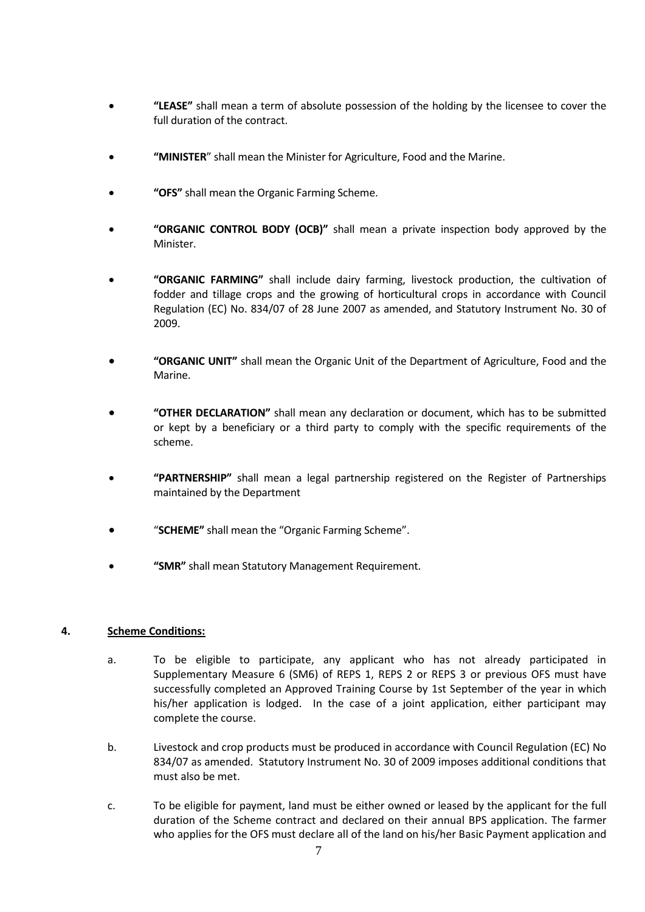- **"LEASE"** shall mean a term of absolute possession of the holding by the licensee to cover the full duration of the contract.

- **"MINISTER"** shall mean the Minister for Agriculture, Food and the Marine.

- **"OFS"** shall mean the Organic Farming Scheme.

- **"ORGANIC CONTROL BODY (OCB)"** shall mean a private inspection body approved by the Minister.

- **"ORGANIC FARMING"** shall include dairy farming, livestock production, the cultivation of fodder and tillage crops and the growing of horticultural crops in accordance with Council Regulation (EC) No. 834/07 of 28 June 2007 as amended, and Statutory Instrument No. 30 of 2009.

- **"ORGANIC UNIT"** shall mean the Organic Unit of the Department of Agriculture, Food and the Marine.

- **"OTHER DECLARATION"** shall mean any declaration or document, which has to be submitted or kept by a beneficiary or a third party to comply with the specific requirements of the scheme.

- **"PARTNERSHIP"** shall mean a legal partnership registered on the Register of Partnerships maintained by the Department

- "**SCHEME"** shall mean the "Organic Farming Scheme".

- **"SMR"** shall mean Statutory Management Requirement.

## 4. Scheme Conditions:

a. To be eligible to participate, any applicant who has not already participated in Supplementary Measure 6 (SM6) of REPS 1, REPS 2 or REPS 3 or previous OFS must have successfully completed an Approved Training Course by 1st September of the year in which his/her application is lodged. In the case of a joint application, either participant may complete the course.

b. Livestock and crop products must be produced in accordance with Council Regulation (EC) No 834/07 as amended. Statutory Instrument No. 30 of 2009 imposes additional conditions that must also be met.

c. To be eligible for payment, land must be either owned or leased by the applicant for the full duration of the Scheme contract and declared on their annual BPS application. The farmer who applies for the OFS must declare all of the land on his/her Basic Payment application and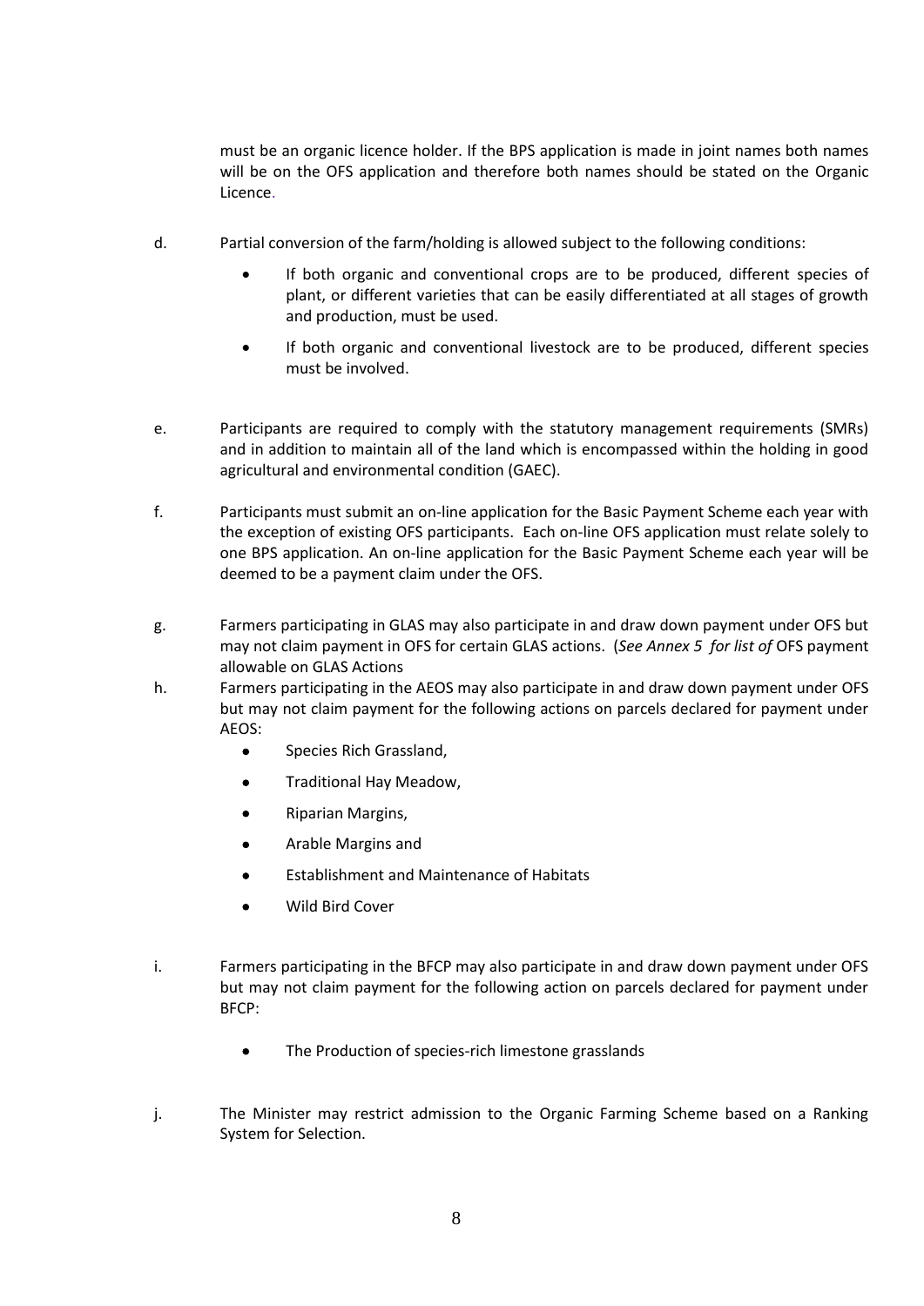must be an organic licence holder. If the BPS application is made in joint names both names will be on the OFS application and therefore both names should be stated on the Organic Licence.

d. Partial conversion of the farm/holding is allowed subject to the following conditions:

- If both organic and conventional crops are to be produced, different species of plant, or different varieties that can be easily differentiated at all stages of growth and production, must be used.
- If both organic and conventional livestock are to be produced, different species must be involved.

e. Participants are required to comply with the statutory management requirements (SMRs) and in addition to maintain all of the land which is encompassed within the holding in good agricultural and environmental condition (GAEC).

f. Participants must submit an on-line application for the Basic Payment Scheme each year with the exception of existing OFS participants. Each on-line OFS application must relate solely to one BPS application. An on-line application for the Basic Payment Scheme each year will be deemed to be a payment claim under the OFS.

g. Farmers participating in GLAS may also participate in and draw down payment under OFS but may not claim payment in OFS for certain GLAS actions. (*See Annex 5 for list of* OFS payment allowable on GLAS Actions

h. Farmers participating in the AEOS may also participate in and draw down payment under OFS but may not claim payment for the following actions on parcels declared for payment under AEOS:

- Species Rich Grassland,
- Traditional Hay Meadow,
- Riparian Margins,
- Arable Margins and
- Establishment and Maintenance of Habitats
- Wild Bird Cover

i. Farmers participating in the BFCP may also participate in and draw down payment under OFS but may not claim payment for the following action on parcels declared for payment under BFCP:

- The Production of species-rich limestone grasslands

j. The Minister may restrict admission to the Organic Farming Scheme based on a Ranking System for Selection.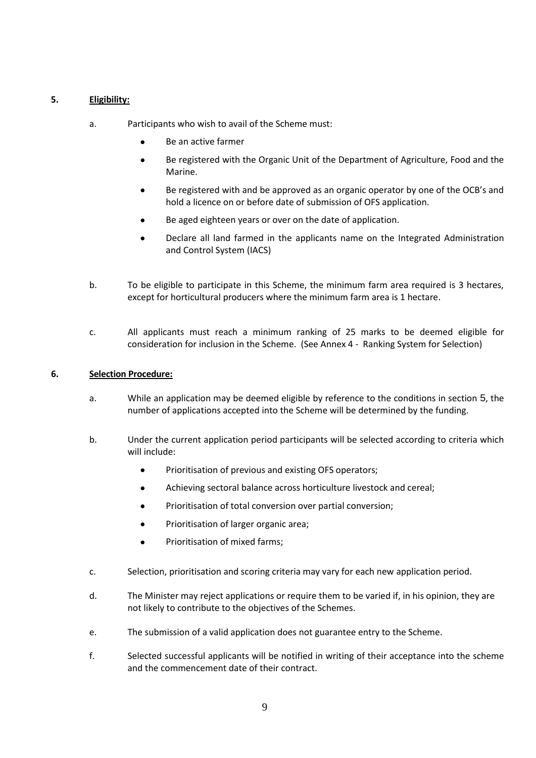## 5. **Eligibility:**

a. Participants who wish to avail of the Scheme must:

- Be an active farmer
- Be registered with the Organic Unit of the Department of Agriculture, Food and the Marine.
- Be registered with and be approved as an organic operator by one of the OCB's and hold a licence on or before date of submission of OFS application.
- Be aged eighteen years or over on the date of application.
- Declare all land farmed in the applicants name on the Integrated Administration and Control System (IACS)

b. To be eligible to participate in this Scheme, the minimum farm area required is 3 hectares, except for horticultural producers where the minimum farm area is 1 hectare.

c. All applicants must reach a minimum ranking of 25 marks to be deemed eligible for consideration for inclusion in the Scheme. (See Annex 4 - Ranking System for Selection)

## 6. **Selection Procedure:**

a. While an application may be deemed eligible by reference to the conditions in section 5, the number of applications accepted into the Scheme will be determined by the funding.

b. Under the current application period participants will be selected according to criteria which will include:

- Prioritisation of previous and existing OFS operators;
- Achieving sectoral balance across horticulture livestock and cereal;
- Prioritisation of total conversion over partial conversion;
- Prioritisation of larger organic area;
- Prioritisation of mixed farms;

c. Selection, prioritisation and scoring criteria may vary for each new application period.

d. The Minister may reject applications or require them to be varied if, in his opinion, they are not likely to contribute to the objectives of the Schemes.

e. The submission of a valid application does not guarantee entry to the Scheme.

f. Selected successful applicants will be notified in writing of their acceptance into the scheme and the commencement date of their contract.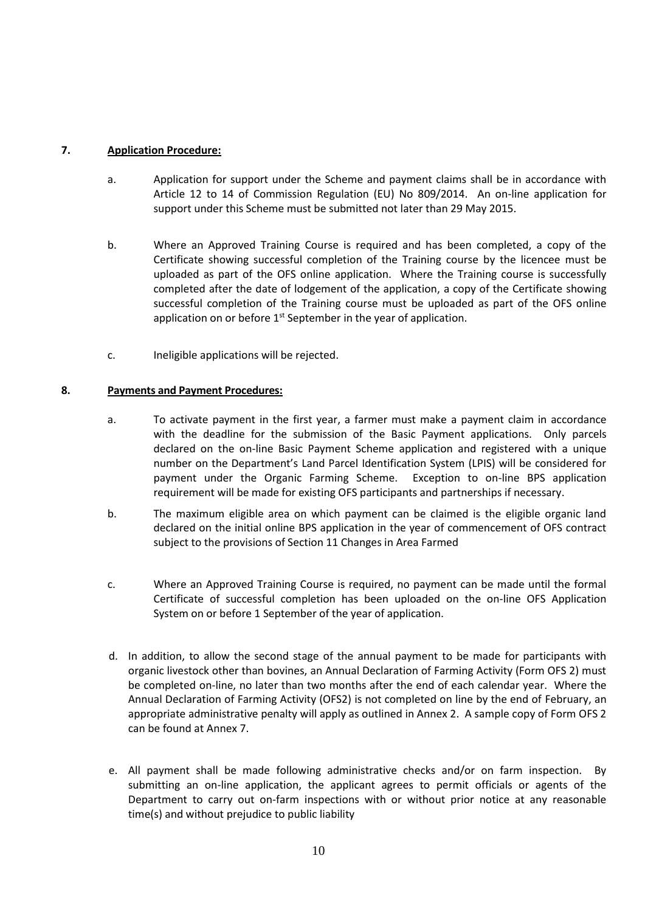## 7. Application Procedure:

a. Application for support under the Scheme and payment claims shall be in accordance with Article 12 to 14 of Commission Regulation (EU) No 809/2014. An on-line application for support under this Scheme must be submitted not later than 29 May 2015.

b. Where an Approved Training Course is required and has been completed, a copy of the Certificate showing successful completion of the Training course by the licencee must be uploaded as part of the OFS online application. Where the Training course is successfully completed after the date of lodgement of the application, a copy of the Certificate showing successful completion of the Training course must be uploaded as part of the OFS online application on or before 1st September in the year of application.

c. Ineligible applications will be rejected.

## 8. Payments and Payment Procedures:

a. To activate payment in the first year, a farmer must make a payment claim in accordance with the deadline for the submission of the Basic Payment applications. Only parcels declared on the on-line Basic Payment Scheme application and registered with a unique number on the Department's Land Parcel Identification System (LPIS) will be considered for payment under the Organic Farming Scheme. Exception to on-line BPS application requirement will be made for existing OFS participants and partnerships if necessary.

b. The maximum eligible area on which payment can be claimed is the eligible organic land declared on the initial online BPS application in the year of commencement of OFS contract subject to the provisions of Section 11 Changes in Area Farmed

c. Where an Approved Training Course is required, no payment can be made until the formal Certificate of successful completion has been uploaded on the on-line OFS Application System on or before 1 September of the year of application.

d. In addition, to allow the second stage of the annual payment to be made for participants with organic livestock other than bovines, an Annual Declaration of Farming Activity (Form OFS 2) must be completed on-line, no later than two months after the end of each calendar year. Where the Annual Declaration of Farming Activity (OFS2) is not completed on line by the end of February, an appropriate administrative penalty will apply as outlined in Annex 2. A sample copy of Form OFS 2 can be found at Annex 7.

e. All payment shall be made following administrative checks and/or on farm inspection. By submitting an on-line application, the applicant agrees to permit officials or agents of the Department to carry out on-farm inspections with or without prior notice at any reasonable time(s) and without prejudice to public liability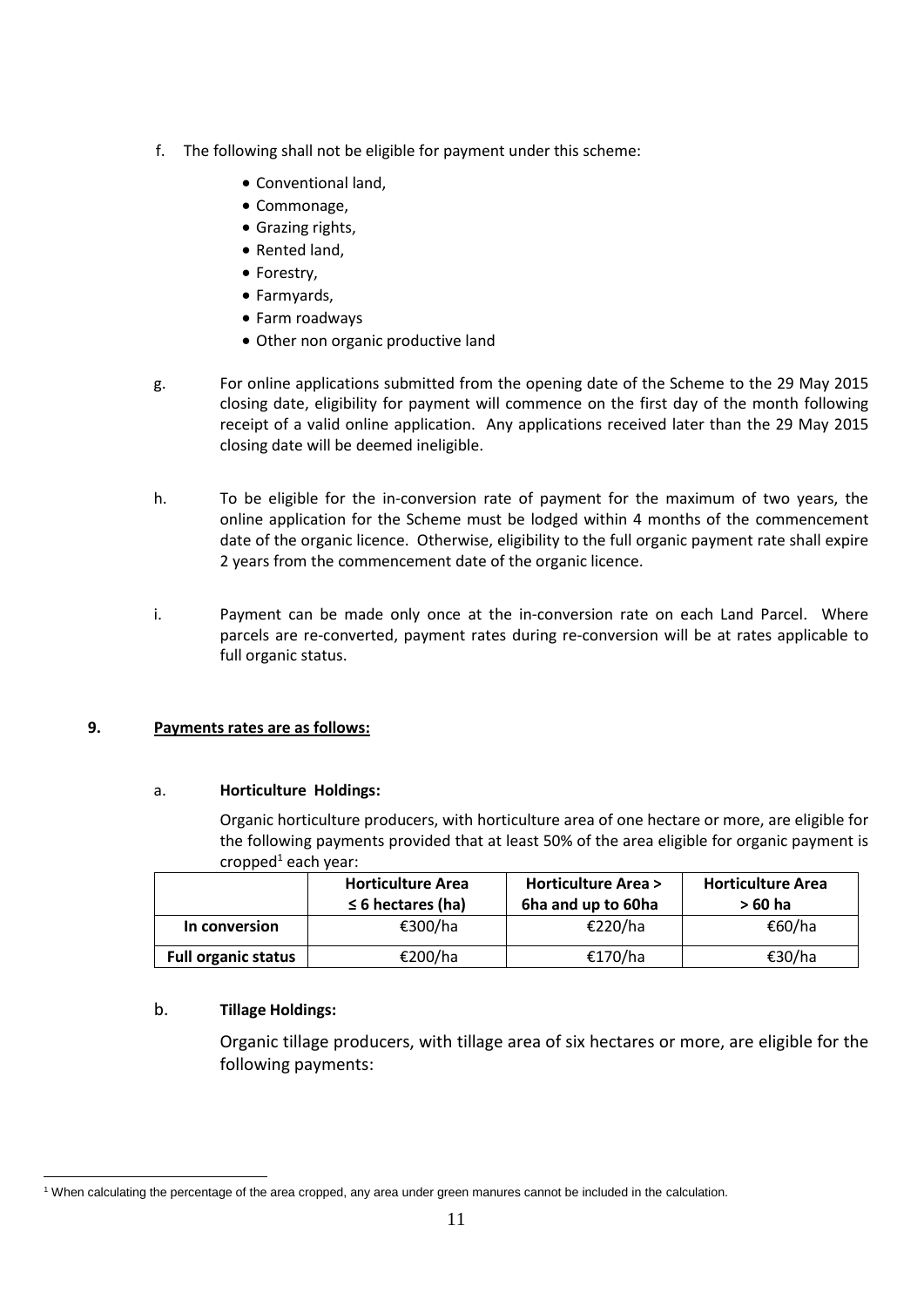f. The following shall not be eligible for payment under this scheme:

- Conventional land,
- Commonage,
- Grazing rights,
- Rented land,
- Forestry,
- Farmyards,
- Farm roadways
- Other non organic productive land

g. For online applications submitted from the opening date of the Scheme to the 29 May 2015 closing date, eligibility for payment will commence on the first day of the month following receipt of a valid online application. Any applications received later than the 29 May 2015 closing date will be deemed ineligible.

h. To be eligible for the in-conversion rate of payment for the maximum of two years, the online application for the Scheme must be lodged within 4 months of the commencement date of the organic licence. Otherwise, eligibility to the full organic payment rate shall expire 2 years from the commencement date of the organic licence.

i. Payment can be made only once at the in-conversion rate on each Land Parcel. Where parcels are re-converted, payment rates during re-conversion will be at rates applicable to full organic status.

## 9. Payments rates are as follows:

a. **Horticulture Holdings:**

Organic horticulture producers, with horticulture area of one hectare or more, are eligible for the following payments provided that at least 50% of the area eligible for organic payment is cropped[1] each year:

| | Horticulture Area ≤ 6 hectares (ha) | Horticulture Area > 6ha and up to 60ha | Horticulture Area > 60 ha |
|---|---|---|---|
| **In conversion** | €300/ha | €220/ha | €60/ha |
| **Full organic status** | €200/ha | €170/ha | €30/ha |

b. **Tillage Holdings:**

Organic tillage producers, with tillage area of six hectares or more, are eligible for the following payments:

[1] When calculating the percentage of the area cropped, any area under green manures cannot be included in the calculation.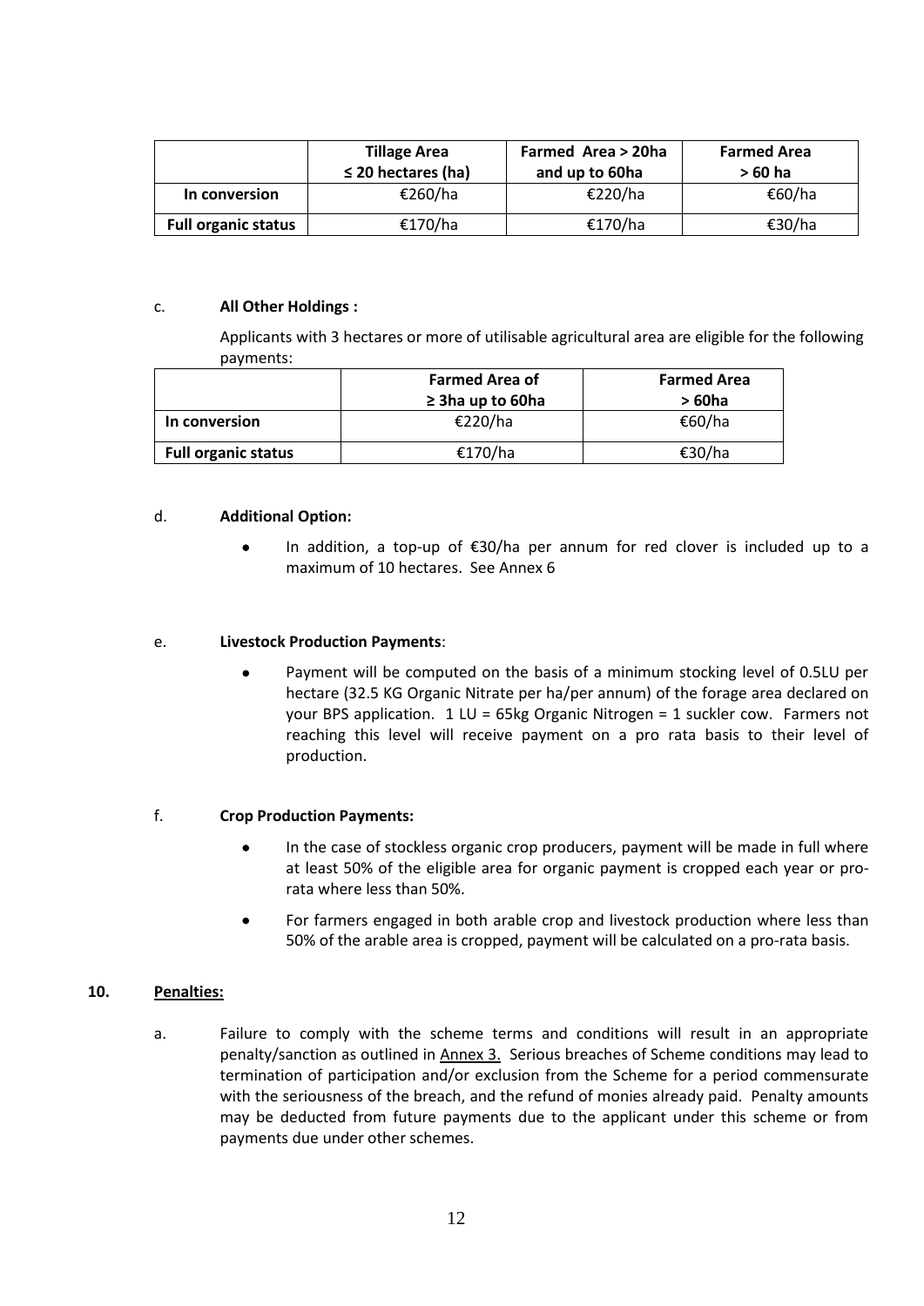| | Tillage Area ≤ 20 hectares (ha) | Farmed Area > 20ha and up to 60ha | Farmed Area > 60 ha |
|---|---|---|---|
| **In conversion** | €260/ha | €220/ha | €60/ha |
| **Full organic status** | €170/ha | €170/ha | €30/ha |

c. **All Other Holdings :**

Applicants with 3 hectares or more of utilisable agricultural area are eligible for the following payments:

| | Farmed Area of ≥ 3ha up to 60ha | Farmed Area > 60ha |
|---|---|---|
| **In conversion** | €220/ha | €60/ha |
| **Full organic status** | €170/ha | €30/ha |

d. **Additional Option:**

- In addition, a top-up of €30/ha per annum for red clover is included up to a maximum of 10 hectares. See Annex 6

e. **Livestock Production Payments**:

- Payment will be computed on the basis of a minimum stocking level of 0.5LU per hectare (32.5 KG Organic Nitrate per ha/per annum) of the forage area declared on your BPS application. 1 LU = 65kg Organic Nitrogen = 1 suckler cow. Farmers not reaching this level will receive payment on a pro rata basis to their level of production.

f. **Crop Production Payments:**

- In the case of stockless organic crop producers, payment will be made in full where at least 50% of the eligible area for organic payment is cropped each year or pro-rata where less than 50%.
- For farmers engaged in both arable crop and livestock production where less than 50% of the arable area is cropped, payment will be calculated on a pro-rata basis.

## 10. Penalties:

a. Failure to comply with the scheme terms and conditions will result in an appropriate penalty/sanction as outlined in Annex 3. Serious breaches of Scheme conditions may lead to termination of participation and/or exclusion from the Scheme for a period commensurate with the seriousness of the breach, and the refund of monies already paid. Penalty amounts may be deducted from future payments due to the applicant under this scheme or from payments due under other schemes.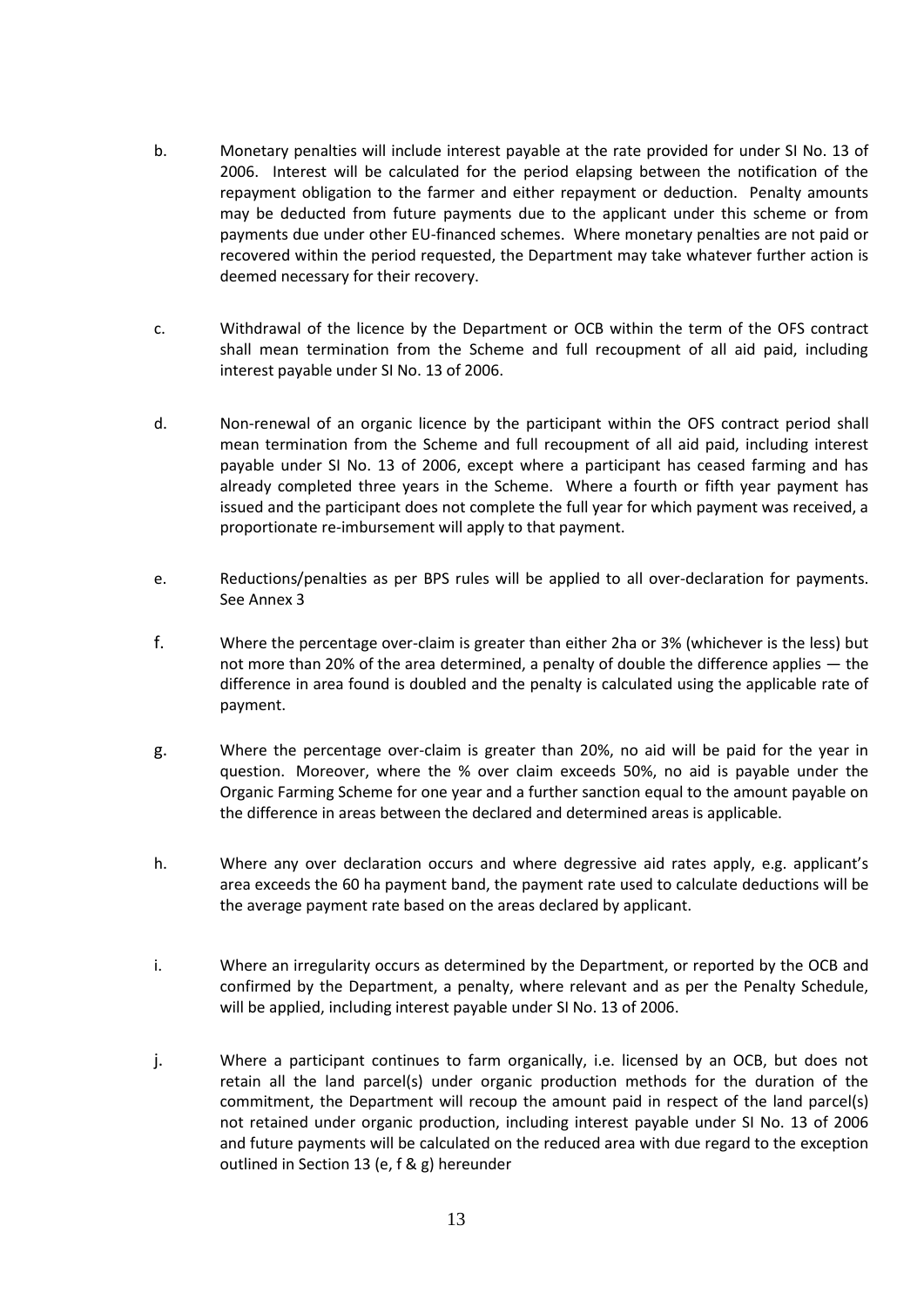b. Monetary penalties will include interest payable at the rate provided for under SI No. 13 of 2006. Interest will be calculated for the period elapsing between the notification of the repayment obligation to the farmer and either repayment or deduction. Penalty amounts may be deducted from future payments due to the applicant under this scheme or from payments due under other EU-financed schemes. Where monetary penalties are not paid or recovered within the period requested, the Department may take whatever further action is deemed necessary for their recovery.

c. Withdrawal of the licence by the Department or OCB within the term of the OFS contract shall mean termination from the Scheme and full recoupment of all aid paid, including interest payable under SI No. 13 of 2006.

d. Non-renewal of an organic licence by the participant within the OFS contract period shall mean termination from the Scheme and full recoupment of all aid paid, including interest payable under SI No. 13 of 2006, except where a participant has ceased farming and has already completed three years in the Scheme. Where a fourth or fifth year payment has issued and the participant does not complete the full year for which payment was received, a proportionate re-imbursement will apply to that payment.

e. Reductions/penalties as per BPS rules will be applied to all over-declaration for payments. See Annex 3

f. Where the percentage over-claim is greater than either 2ha or 3% (whichever is the less) but not more than 20% of the area determined, a penalty of double the difference applies — the difference in area found is doubled and the penalty is calculated using the applicable rate of payment.

g. Where the percentage over-claim is greater than 20%, no aid will be paid for the year in question. Moreover, where the % over claim exceeds 50%, no aid is payable under the Organic Farming Scheme for one year and a further sanction equal to the amount payable on the difference in areas between the declared and determined areas is applicable.

h. Where any over declaration occurs and where degressive aid rates apply, e.g. applicant's area exceeds the 60 ha payment band, the payment rate used to calculate deductions will be the average payment rate based on the areas declared by applicant.

i. Where an irregularity occurs as determined by the Department, or reported by the OCB and confirmed by the Department, a penalty, where relevant and as per the Penalty Schedule, will be applied, including interest payable under SI No. 13 of 2006.

j. Where a participant continues to farm organically, i.e. licensed by an OCB, but does not retain all the land parcel(s) under organic production methods for the duration of the commitment, the Department will recoup the amount paid in respect of the land parcel(s) not retained under organic production, including interest payable under SI No. 13 of 2006 and future payments will be calculated on the reduced area with due regard to the exception outlined in Section 13 (e, f & g) hereunder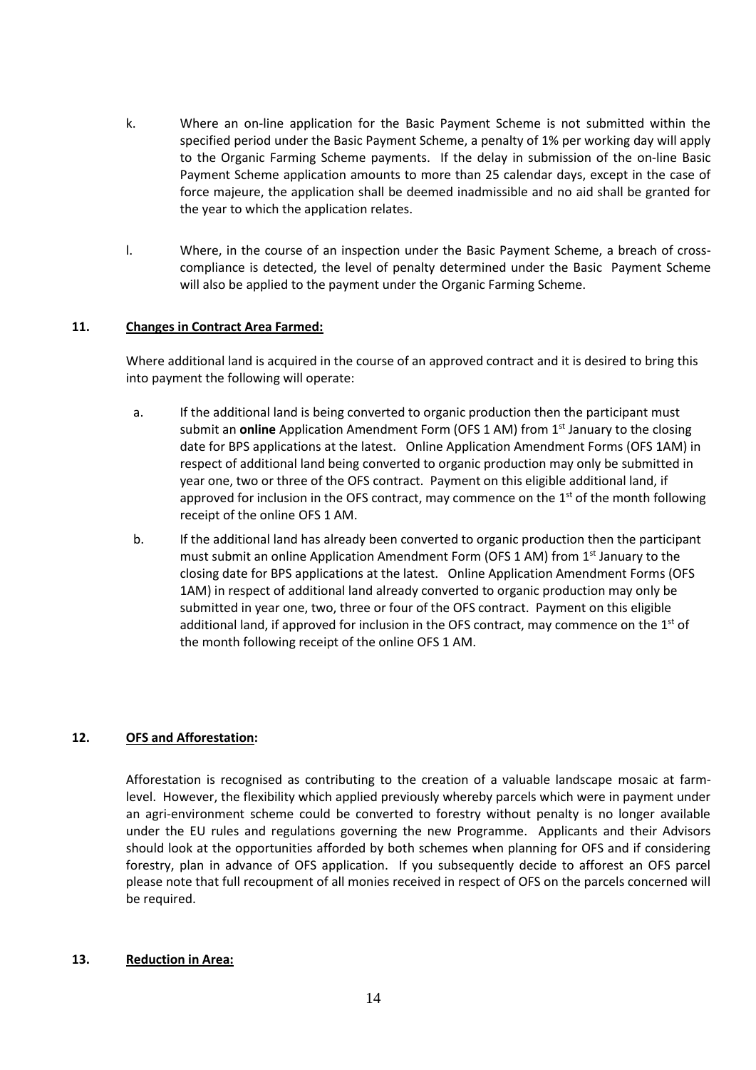k. Where an on-line application for the Basic Payment Scheme is not submitted within the specified period under the Basic Payment Scheme, a penalty of 1% per working day will apply to the Organic Farming Scheme payments. If the delay in submission of the on-line Basic Payment Scheme application amounts to more than 25 calendar days, except in the case of force majeure, the application shall be deemed inadmissible and no aid shall be granted for the year to which the application relates.

l. Where, in the course of an inspection under the Basic Payment Scheme, a breach of cross-compliance is detected, the level of penalty determined under the Basic Payment Scheme will also be applied to the payment under the Organic Farming Scheme.

## 11. Changes in Contract Area Farmed:

Where additional land is acquired in the course of an approved contract and it is desired to bring this into payment the following will operate:

a. If the additional land is being converted to organic production then the participant must submit an **online** Application Amendment Form (OFS 1 AM) from 1st January to the closing date for BPS applications at the latest. Online Application Amendment Forms (OFS 1AM) in respect of additional land being converted to organic production may only be submitted in year one, two or three of the OFS contract. Payment on this eligible additional land, if approved for inclusion in the OFS contract, may commence on the 1st of the month following receipt of the online OFS 1 AM.

b. If the additional land has already been converted to organic production then the participant must submit an online Application Amendment Form (OFS 1 AM) from 1st January to the closing date for BPS applications at the latest. Online Application Amendment Forms (OFS 1AM) in respect of additional land already converted to organic production may only be submitted in year one, two, three or four of the OFS contract. Payment on this eligible additional land, if approved for inclusion in the OFS contract, may commence on the 1st of the month following receipt of the online OFS 1 AM.

## 12. OFS and Afforestation:

Afforestation is recognised as contributing to the creation of a valuable landscape mosaic at farm-level. However, the flexibility which applied previously whereby parcels which were in payment under an agri-environment scheme could be converted to forestry without penalty is no longer available under the EU rules and regulations governing the new Programme. Applicants and their Advisors should look at the opportunities afforded by both schemes when planning for OFS and if considering forestry, plan in advance of OFS application. If you subsequently decide to afforest an OFS parcel please note that full recoupment of all monies received in respect of OFS on the parcels concerned will be required.

## 13. Reduction in Area: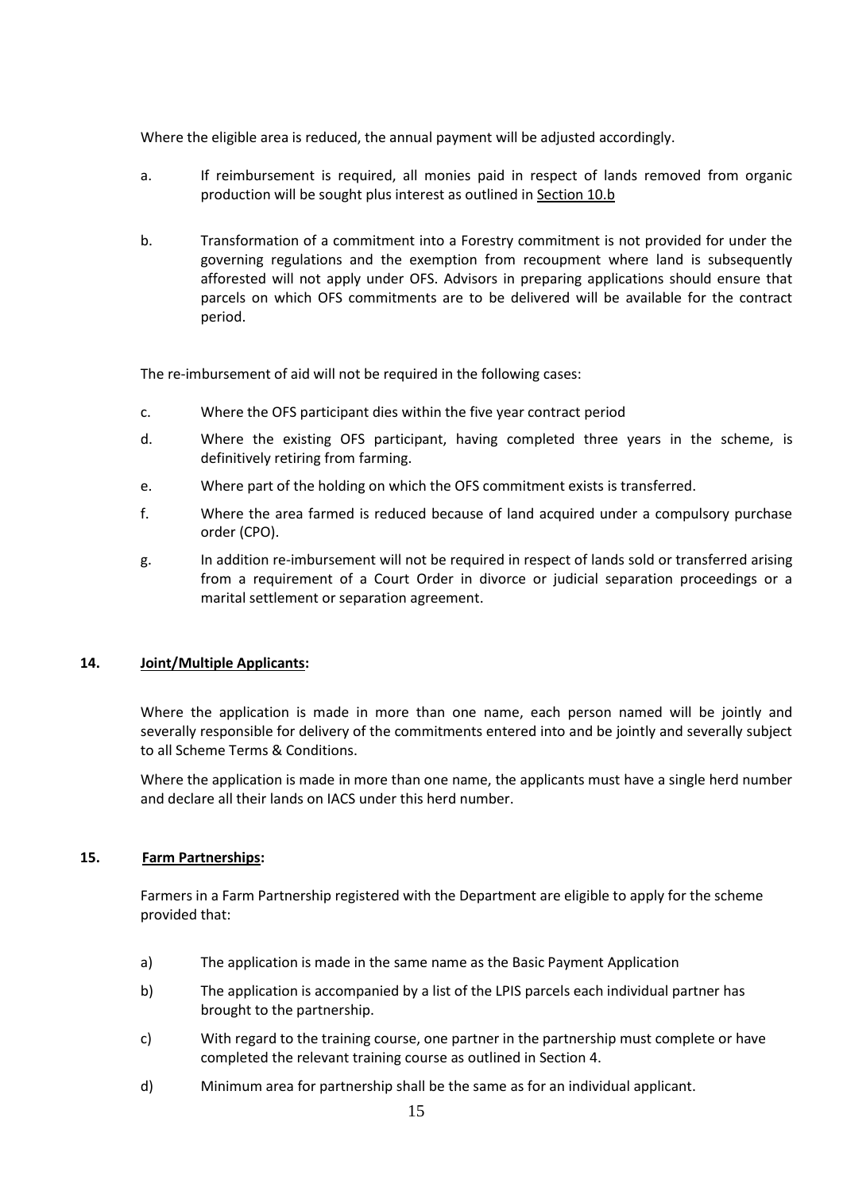Where the eligible area is reduced, the annual payment will be adjusted accordingly.

a. If reimbursement is required, all monies paid in respect of lands removed from organic production will be sought plus interest as outlined in Section 10.b

b. Transformation of a commitment into a Forestry commitment is not provided for under the governing regulations and the exemption from recoupment where land is subsequently afforested will not apply under OFS. Advisors in preparing applications should ensure that parcels on which OFS commitments are to be delivered will be available for the contract period.

The re-imbursement of aid will not be required in the following cases:

c. Where the OFS participant dies within the five year contract period

d. Where the existing OFS participant, having completed three years in the scheme, is definitively retiring from farming.

e. Where part of the holding on which the OFS commitment exists is transferred.

f. Where the area farmed is reduced because of land acquired under a compulsory purchase order (CPO).

g. In addition re-imbursement will not be required in respect of lands sold or transferred arising from a requirement of a Court Order in divorce or judicial separation proceedings or a marital settlement or separation agreement.

## 14. Joint/Multiple Applicants:

Where the application is made in more than one name, each person named will be jointly and severally responsible for delivery of the commitments entered into and be jointly and severally subject to all Scheme Terms & Conditions.

Where the application is made in more than one name, the applicants must have a single herd number and declare all their lands on IACS under this herd number.

## 15. Farm Partnerships:

Farmers in a Farm Partnership registered with the Department are eligible to apply for the scheme provided that:

a) The application is made in the same name as the Basic Payment Application

b) The application is accompanied by a list of the LPIS parcels each individual partner has brought to the partnership.

c) With regard to the training course, one partner in the partnership must complete or have completed the relevant training course as outlined in Section 4.

d) Minimum area for partnership shall be the same as for an individual applicant.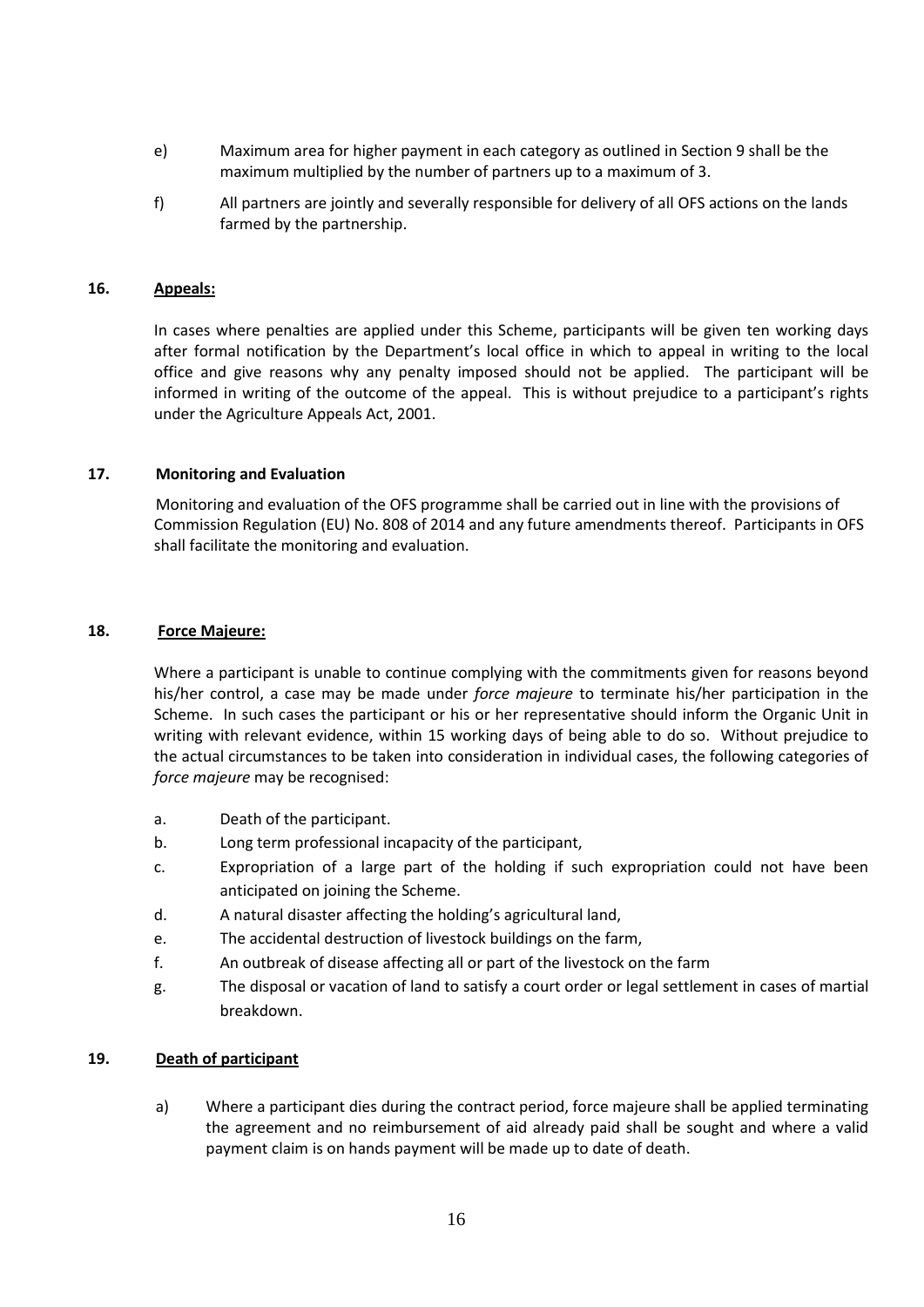e) Maximum area for higher payment in each category as outlined in Section 9 shall be the maximum multiplied by the number of partners up to a maximum of 3.

f) All partners are jointly and severally responsible for delivery of all OFS actions on the lands farmed by the partnership.

## 16. Appeals:

In cases where penalties are applied under this Scheme, participants will be given ten working days after formal notification by the Department's local office in which to appeal in writing to the local office and give reasons why any penalty imposed should not be applied. The participant will be informed in writing of the outcome of the appeal. This is without prejudice to a participant's rights under the Agriculture Appeals Act, 2001.

## 17. Monitoring and Evaluation

Monitoring and evaluation of the OFS programme shall be carried out in line with the provisions of Commission Regulation (EU) No. 808 of 2014 and any future amendments thereof. Participants in OFS shall facilitate the monitoring and evaluation.

## 18. Force Majeure:

Where a participant is unable to continue complying with the commitments given for reasons beyond his/her control, a case may be made under *force majeure* to terminate his/her participation in the Scheme. In such cases the participant or his or her representative should inform the Organic Unit in writing with relevant evidence, within 15 working days of being able to do so. Without prejudice to the actual circumstances to be taken into consideration in individual cases, the following categories of *force majeure* may be recognised:

a. Death of the participant.

b. Long term professional incapacity of the participant,

c. Expropriation of a large part of the holding if such expropriation could not have been anticipated on joining the Scheme.

d. A natural disaster affecting the holding's agricultural land,

e. The accidental destruction of livestock buildings on the farm,

f. An outbreak of disease affecting all or part of the livestock on the farm

g. The disposal or vacation of land to satisfy a court order or legal settlement in cases of martial breakdown.

## 19. Death of participant

a) Where a participant dies during the contract period, force majeure shall be applied terminating the agreement and no reimbursement of aid already paid shall be sought and where a valid payment claim is on hands payment will be made up to date of death.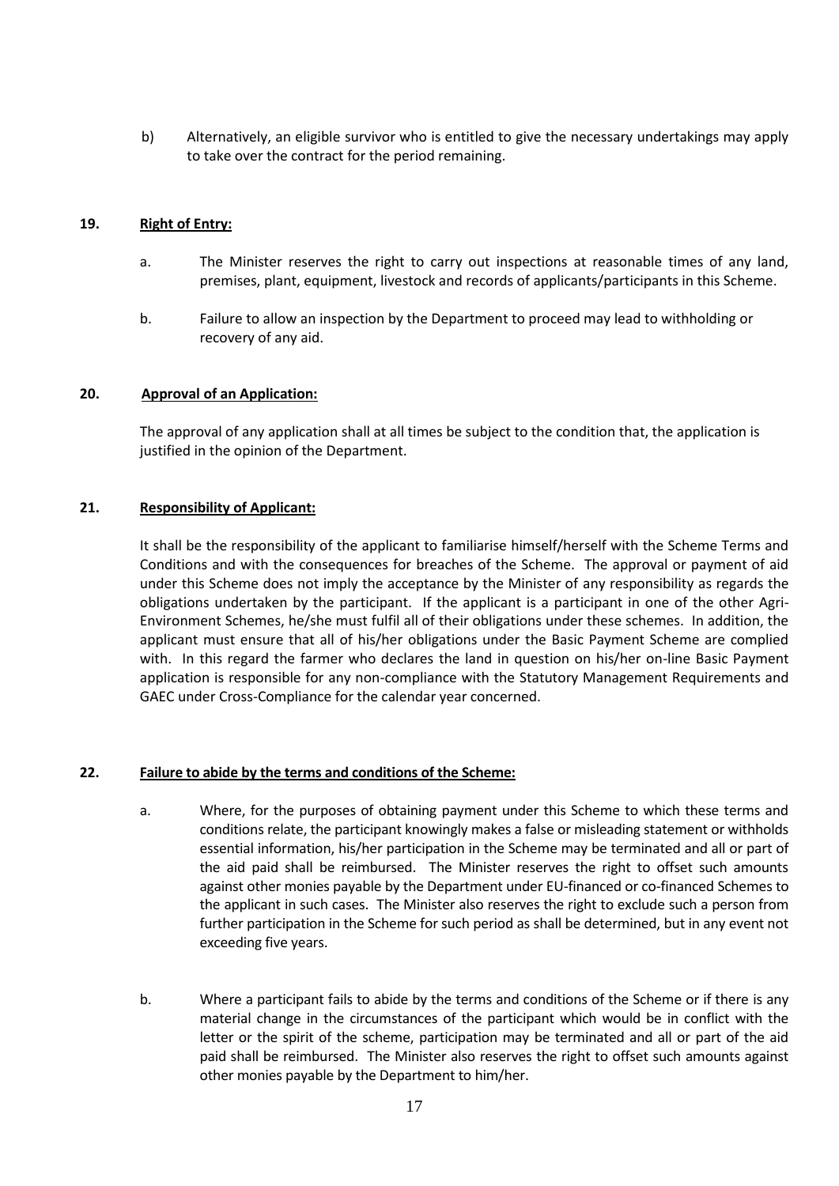b) Alternatively, an eligible survivor who is entitled to give the necessary undertakings may apply to take over the contract for the period remaining.

## 19. Right of Entry:

a. The Minister reserves the right to carry out inspections at reasonable times of any land, premises, plant, equipment, livestock and records of applicants/participants in this Scheme.

b. Failure to allow an inspection by the Department to proceed may lead to withholding or recovery of any aid.

## 20. Approval of an Application:

The approval of any application shall at all times be subject to the condition that, the application is justified in the opinion of the Department.

## 21. Responsibility of Applicant:

It shall be the responsibility of the applicant to familiarise himself/herself with the Scheme Terms and Conditions and with the consequences for breaches of the Scheme. The approval or payment of aid under this Scheme does not imply the acceptance by the Minister of any responsibility as regards the obligations undertaken by the participant. If the applicant is a participant in one of the other Agri-Environment Schemes, he/she must fulfil all of their obligations under these schemes. In addition, the applicant must ensure that all of his/her obligations under the Basic Payment Scheme are complied with. In this regard the farmer who declares the land in question on his/her on-line Basic Payment application is responsible for any non-compliance with the Statutory Management Requirements and GAEC under Cross-Compliance for the calendar year concerned.

## 22. Failure to abide by the terms and conditions of the Scheme:

a. Where, for the purposes of obtaining payment under this Scheme to which these terms and conditions relate, the participant knowingly makes a false or misleading statement or withholds essential information, his/her participation in the Scheme may be terminated and all or part of the aid paid shall be reimbursed. The Minister reserves the right to offset such amounts against other monies payable by the Department under EU-financed or co-financed Schemes to the applicant in such cases. The Minister also reserves the right to exclude such a person from further participation in the Scheme for such period as shall be determined, but in any event not exceeding five years.

b. Where a participant fails to abide by the terms and conditions of the Scheme or if there is any material change in the circumstances of the participant which would be in conflict with the letter or the spirit of the scheme, participation may be terminated and all or part of the aid paid shall be reimbursed. The Minister also reserves the right to offset such amounts against other monies payable by the Department to him/her.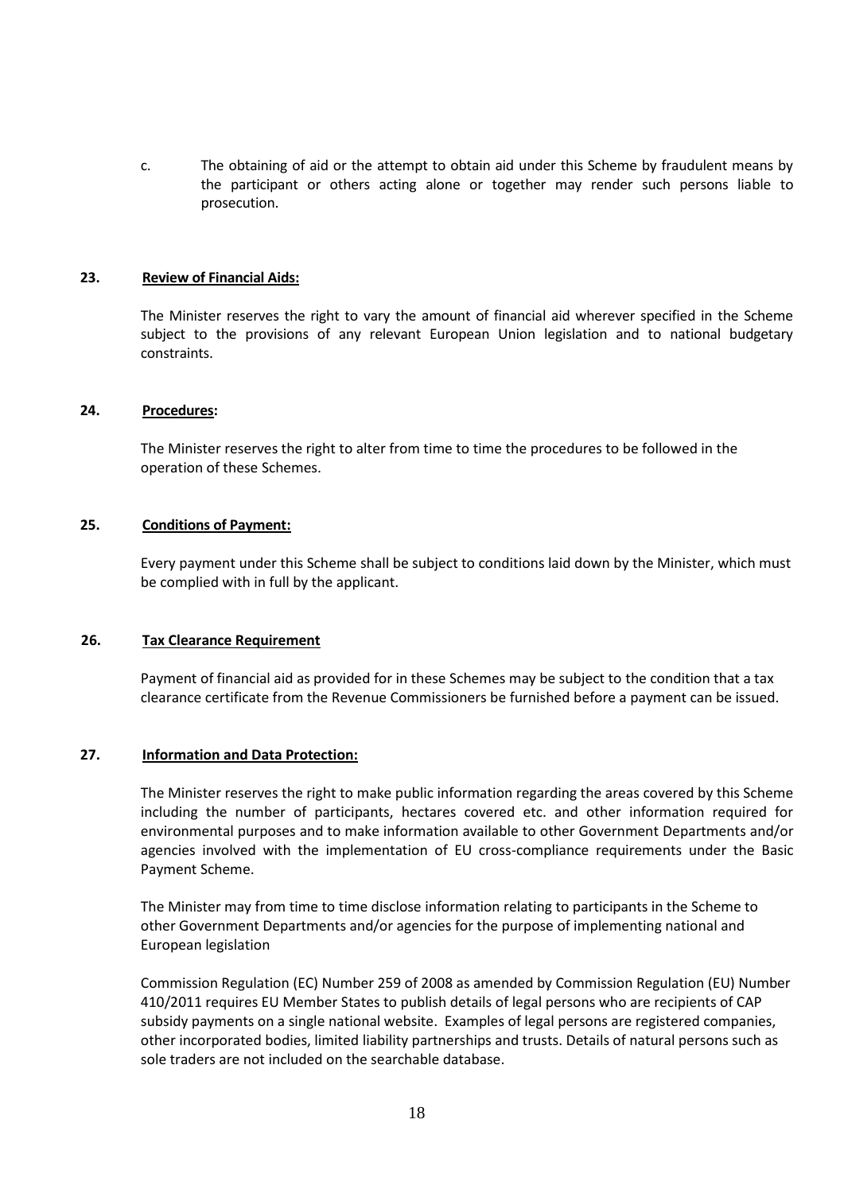c. The obtaining of aid or the attempt to obtain aid under this Scheme by fraudulent means by the participant or others acting alone or together may render such persons liable to prosecution.

## 23. Review of Financial Aids:

The Minister reserves the right to vary the amount of financial aid wherever specified in the Scheme subject to the provisions of any relevant European Union legislation and to national budgetary constraints.

## 24. Procedures:

The Minister reserves the right to alter from time to time the procedures to be followed in the operation of these Schemes.

## 25. Conditions of Payment:

Every payment under this Scheme shall be subject to conditions laid down by the Minister, which must be complied with in full by the applicant.

## 26. Tax Clearance Requirement

Payment of financial aid as provided for in these Schemes may be subject to the condition that a tax clearance certificate from the Revenue Commissioners be furnished before a payment can be issued.

## 27. Information and Data Protection:

The Minister reserves the right to make public information regarding the areas covered by this Scheme including the number of participants, hectares covered etc. and other information required for environmental purposes and to make information available to other Government Departments and/or agencies involved with the implementation of EU cross-compliance requirements under the Basic Payment Scheme.

The Minister may from time to time disclose information relating to participants in the Scheme to other Government Departments and/or agencies for the purpose of implementing national and European legislation

Commission Regulation (EC) Number 259 of 2008 as amended by Commission Regulation (EU) Number 410/2011 requires EU Member States to publish details of legal persons who are recipients of CAP subsidy payments on a single national website. Examples of legal persons are registered companies, other incorporated bodies, limited liability partnerships and trusts. Details of natural persons such as sole traders are not included on the searchable database.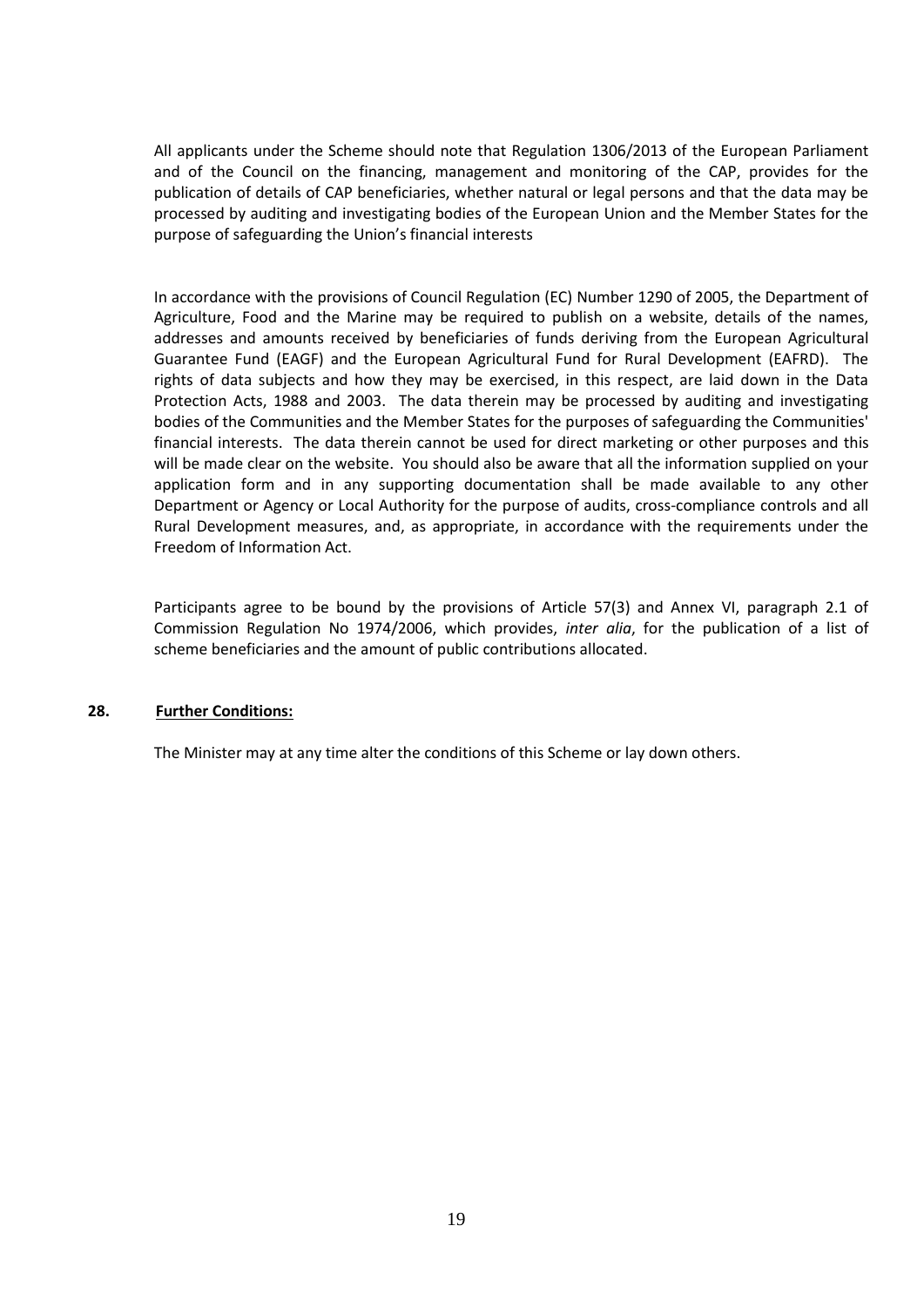All applicants under the Scheme should note that Regulation 1306/2013 of the European Parliament and of the Council on the financing, management and monitoring of the CAP, provides for the publication of details of CAP beneficiaries, whether natural or legal persons and that the data may be processed by auditing and investigating bodies of the European Union and the Member States for the purpose of safeguarding the Union's financial interests

In accordance with the provisions of Council Regulation (EC) Number 1290 of 2005, the Department of Agriculture, Food and the Marine may be required to publish on a website, details of the names, addresses and amounts received by beneficiaries of funds deriving from the European Agricultural Guarantee Fund (EAGF) and the European Agricultural Fund for Rural Development (EAFRD). The rights of data subjects and how they may be exercised, in this respect, are laid down in the Data Protection Acts, 1988 and 2003. The data therein may be processed by auditing and investigating bodies of the Communities and the Member States for the purposes of safeguarding the Communities' financial interests. The data therein cannot be used for direct marketing or other purposes and this will be made clear on the website. You should also be aware that all the information supplied on your application form and in any supporting documentation shall be made available to any other Department or Agency or Local Authority for the purpose of audits, cross-compliance controls and all Rural Development measures, and, as appropriate, in accordance with the requirements under the Freedom of Information Act.

Participants agree to be bound by the provisions of Article 57(3) and Annex VI, paragraph 2.1 of Commission Regulation No 1974/2006, which provides, *inter alia*, for the publication of a list of scheme beneficiaries and the amount of public contributions allocated.

**28. Further Conditions:**

The Minister may at any time alter the conditions of this Scheme or lay down others.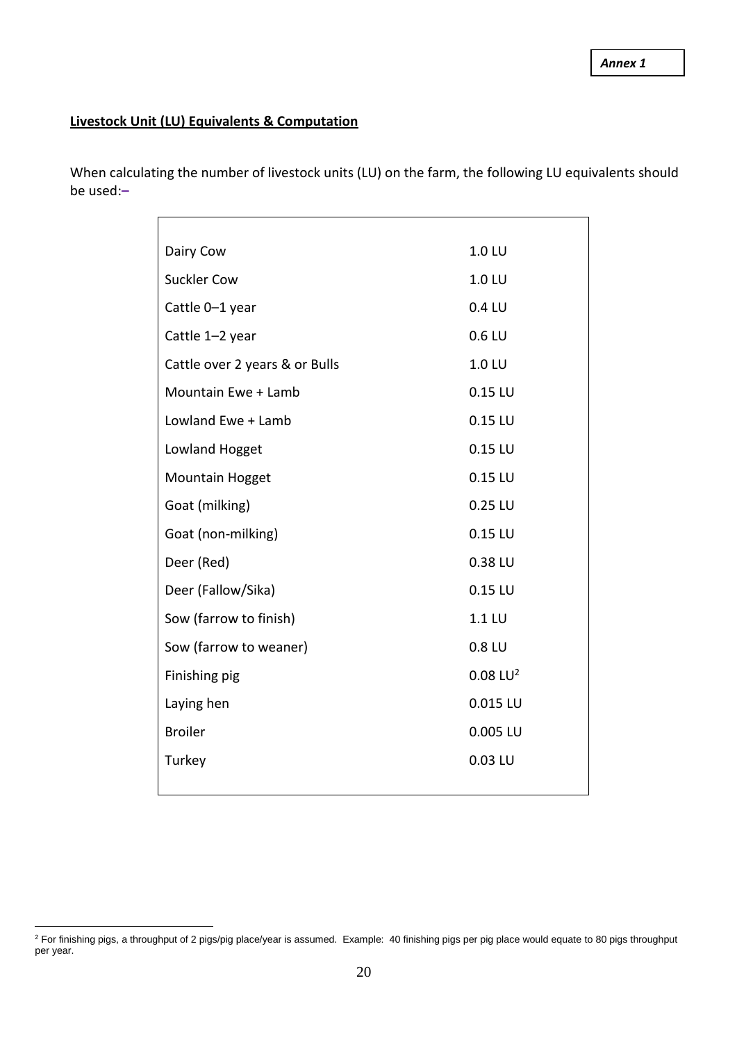*Annex 1*

**Livestock Unit (LU) Equivalents & Computation**

When calculating the number of livestock units (LU) on the farm, the following LU equivalents should be used:–

| | |
|---|---|
| Dairy Cow | 1.0 LU |
| Suckler Cow | 1.0 LU |
| Cattle 0–1 year | 0.4 LU |
| Cattle 1–2 year | 0.6 LU |
| Cattle over 2 years & or Bulls | 1.0 LU |
| Mountain Ewe + Lamb | 0.15 LU |
| Lowland Ewe + Lamb | 0.15 LU |
| Lowland Hogget | 0.15 LU |
| Mountain Hogget | 0.15 LU |
| Goat (milking) | 0.25 LU |
| Goat (non-milking) | 0.15 LU |
| Deer (Red) | 0.38 LU |
| Deer (Fallow/Sika) | 0.15 LU |
| Sow (farrow to finish) | 1.1 LU |
| Sow (farrow to weaner) | 0.8 LU |
| Finishing pig | 0.08 LU[2] |
| Laying hen | 0.015 LU |
| Broiler | 0.005 LU |
| Turkey | 0.03 LU |

[2] For finishing pigs, a throughput of 2 pigs/pig place/year is assumed. Example: 40 finishing pigs per pig place would equate to 80 pigs throughput per year.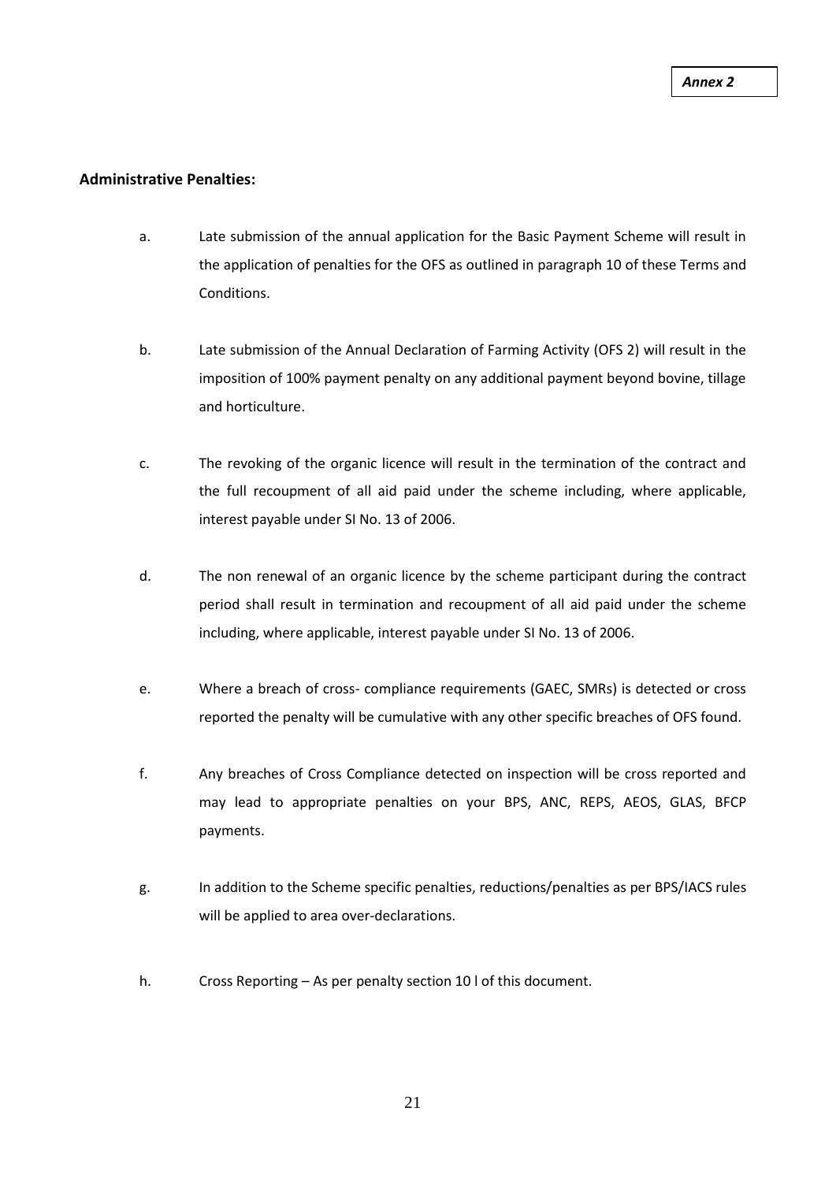***Annex 2***

**Administrative Penalties:**

a. Late submission of the annual application for the Basic Payment Scheme will result in the application of penalties for the OFS as outlined in paragraph 10 of these Terms and Conditions.

b. Late submission of the Annual Declaration of Farming Activity (OFS 2) will result in the imposition of 100% payment penalty on any additional payment beyond bovine, tillage and horticulture.

c. The revoking of the organic licence will result in the termination of the contract and the full recoupment of all aid paid under the scheme including, where applicable, interest payable under SI No. 13 of 2006.

d. The non renewal of an organic licence by the scheme participant during the contract period shall result in termination and recoupment of all aid paid under the scheme including, where applicable, interest payable under SI No. 13 of 2006.

e. Where a breach of cross- compliance requirements (GAEC, SMRs) is detected or cross reported the penalty will be cumulative with any other specific breaches of OFS found.

f. Any breaches of Cross Compliance detected on inspection will be cross reported and may lead to appropriate penalties on your BPS, ANC, REPS, AEOS, GLAS, BFCP payments.

g. In addition to the Scheme specific penalties, reductions/penalties as per BPS/IACS rules will be applied to area over-declarations.

h. Cross Reporting – As per penalty section 10 l of this document.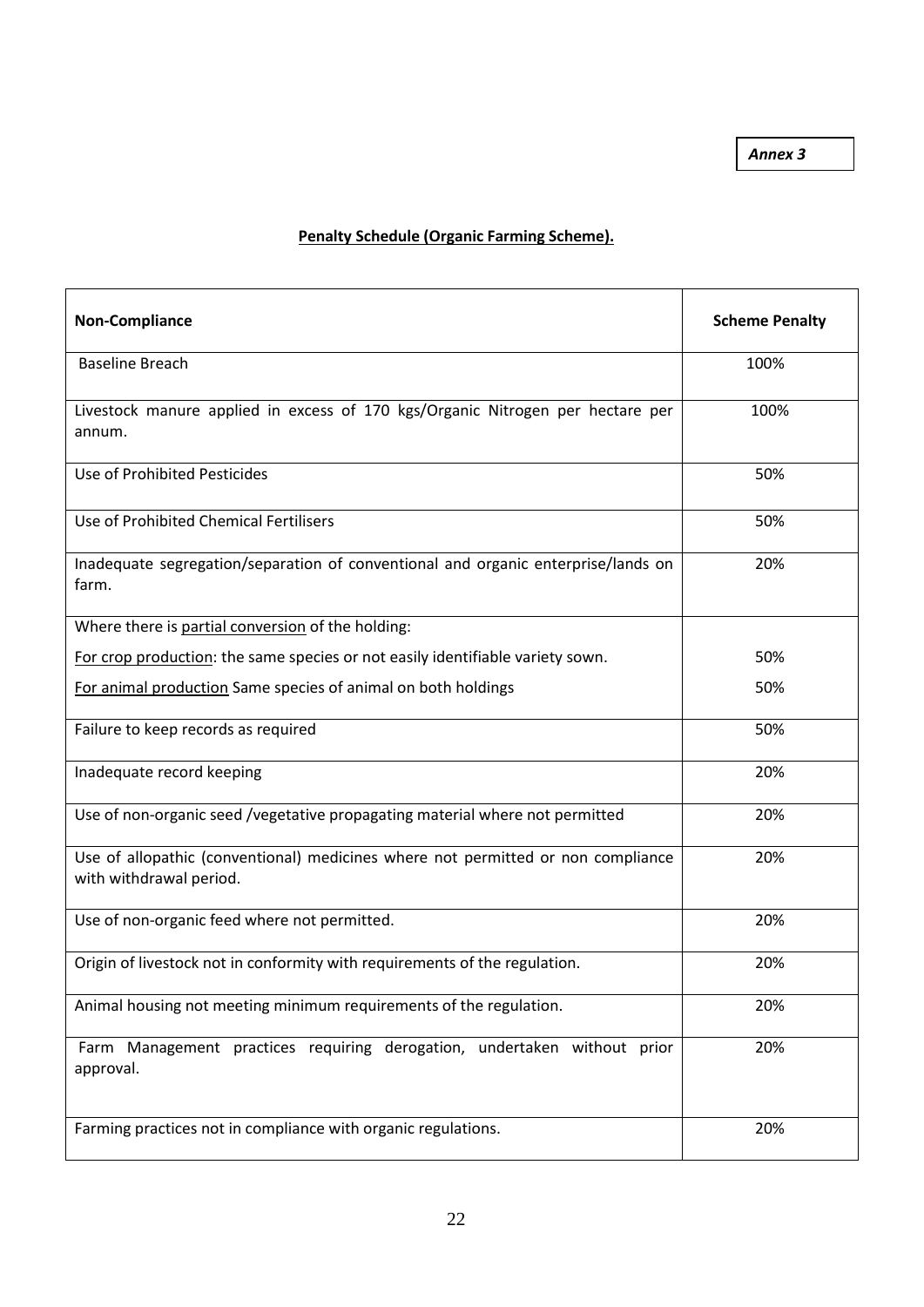***Annex 3***

**Penalty Schedule (Organic Farming Scheme).**

| **Non-Compliance** | **Scheme Penalty** |
|---|---|
| Baseline Breach | 100% |
| Livestock manure applied in excess of 170 kgs/Organic Nitrogen per hectare per annum. | 100% |
| Use of Prohibited Pesticides | 50% |
| Use of Prohibited Chemical Fertilisers | 50% |
| Inadequate segregation/separation of conventional and organic enterprise/lands on farm. | 20% |
| Where there is partial conversion of the holding: | |
| For crop production: the same species or not easily identifiable variety sown. | 50% |
| For animal production Same species of animal on both holdings | 50% |
| Failure to keep records as required | 50% |
| Inadequate record keeping | 20% |
| Use of non-organic seed /vegetative propagating material where not permitted | 20% |
| Use of allopathic (conventional) medicines where not permitted or non compliance with withdrawal period. | 20% |
| Use of non-organic feed where not permitted. | 20% |
| Origin of livestock not in conformity with requirements of the regulation. | 20% |
| Animal housing not meeting minimum requirements of the regulation. | 20% |
| Farm Management practices requiring derogation, undertaken without prior approval. | 20% |
| Farming practices not in compliance with organic regulations. | 20% |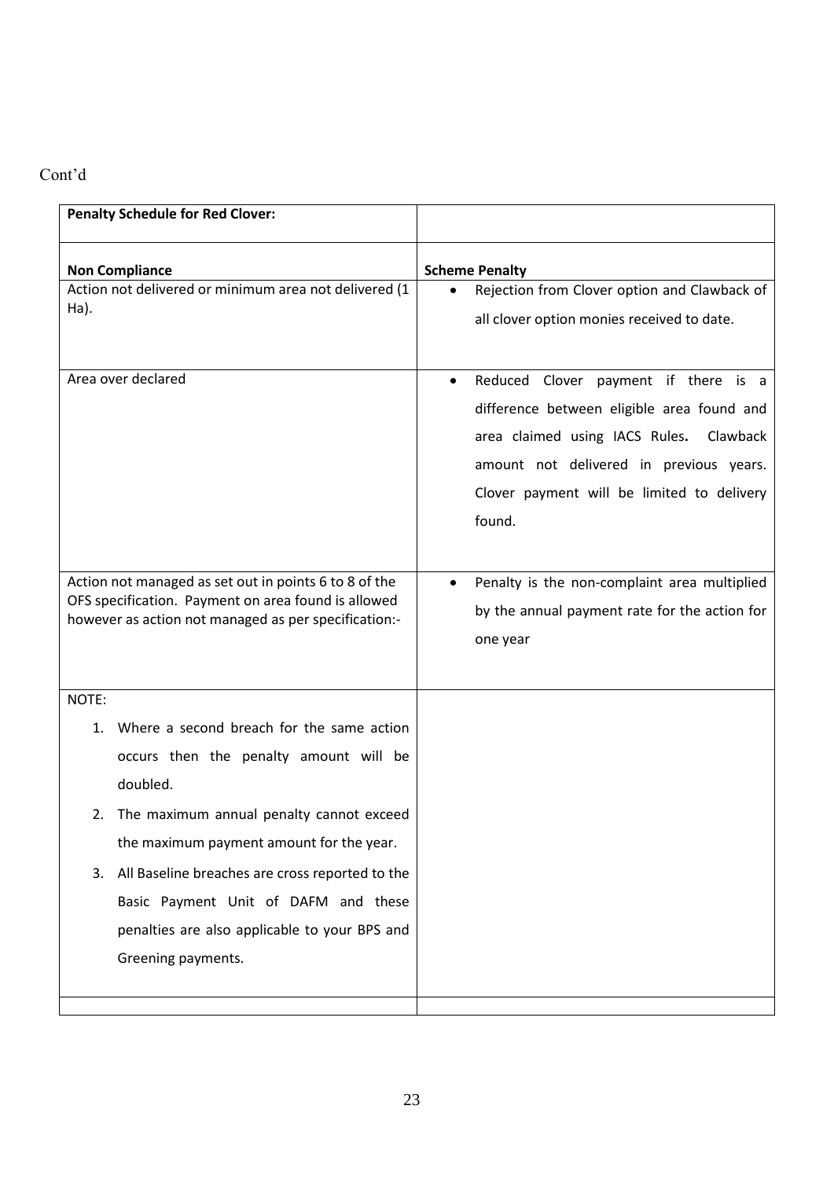Cont'd

| Penalty Schedule for Red Clover: | |
|---|---|
| **Non Compliance** | **Scheme Penalty** |
| Action not delivered or minimum area not delivered (1 Ha). | • Rejection from Clover option and Clawback of all clover option monies received to date. |
| Area over declared | • Reduced Clover payment if there is a difference between eligible area found and area claimed using IACS Rules. Clawback amount not delivered in previous years. Clover payment will be limited to delivery found. |
| Action not managed as set out in points 6 to 8 of the OFS specification. Payment on area found is allowed however as action not managed as per specification:- | • Penalty is the non-complaint area multiplied by the annual payment rate for the action for one year |
| NOTE:<br>1. Where a second breach for the same action occurs then the penalty amount will be doubled.<br>2. The maximum annual penalty cannot exceed the maximum payment amount for the year.<br>3. All Baseline breaches are cross reported to the Basic Payment Unit of DAFM and these penalties are also applicable to your BPS and Greening payments. | |
| | |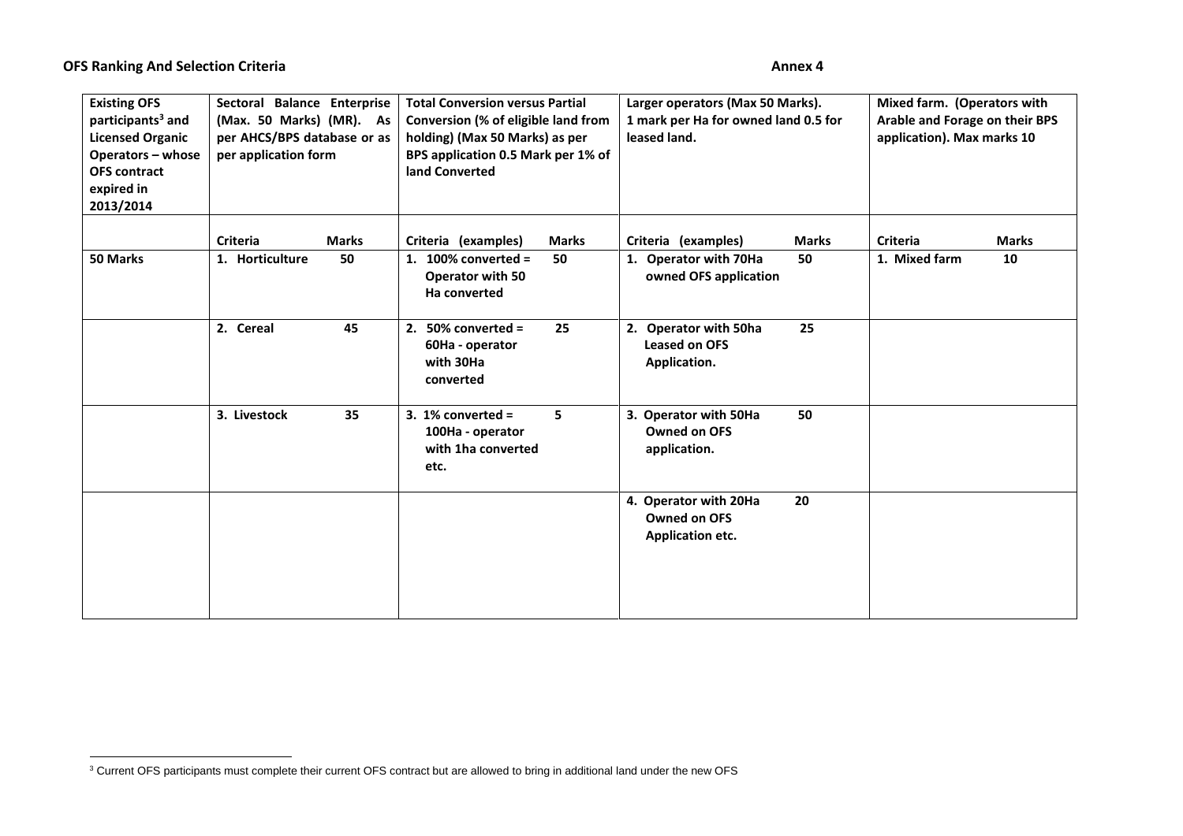**OFS Ranking And Selection Criteria** **Annex 4**

| Existing OFS participants[3] and Licensed Organic Operators – whose OFS contract expired in 2013/2014 | Sectoral Balance Enterprise (Max. 50 Marks) (MR). As per AHCS/BPS database or as per application form | | Total Conversion versus Partial Conversion (% of eligible land from holding) (Max 50 Marks) as per BPS application 0.5 Mark per 1% of land Converted | | Larger operators (Max 50 Marks). 1 mark per Ha for owned land 0.5 for leased land. | | Mixed farm. (Operators with Arable and Forage on their BPS application). Max marks 10 | |
|---|---|---|---|---|---|---|---|---|
| | **Criteria** | **Marks** | **Criteria (examples)** | **Marks** | **Criteria (examples)** | **Marks** | **Criteria** | **Marks** |
| 50 Marks | 1. Horticulture | 50 | 1. 100% converted = Operator with 50 Ha converted | 50 | 1. Operator with 70Ha owned OFS application | 50 | 1. Mixed farm | 10 |
| | 2. Cereal | 45 | 2. 50% converted = 60Ha - operator with 30Ha converted | 25 | 2. Operator with 50ha Leased on OFS Application. | 25 | | |
| | 3. Livestock | 35 | 3. 1% converted = 100Ha - operator with 1ha converted etc. | 5 | 3. Operator with 50Ha Owned on OFS application. | 50 | | |
| | | | | | 4. Operator with 20Ha Owned on OFS Application etc. | 20 | | |

[3] Current OFS participants must complete their current OFS contract but are allowed to bring in additional land under the new OFS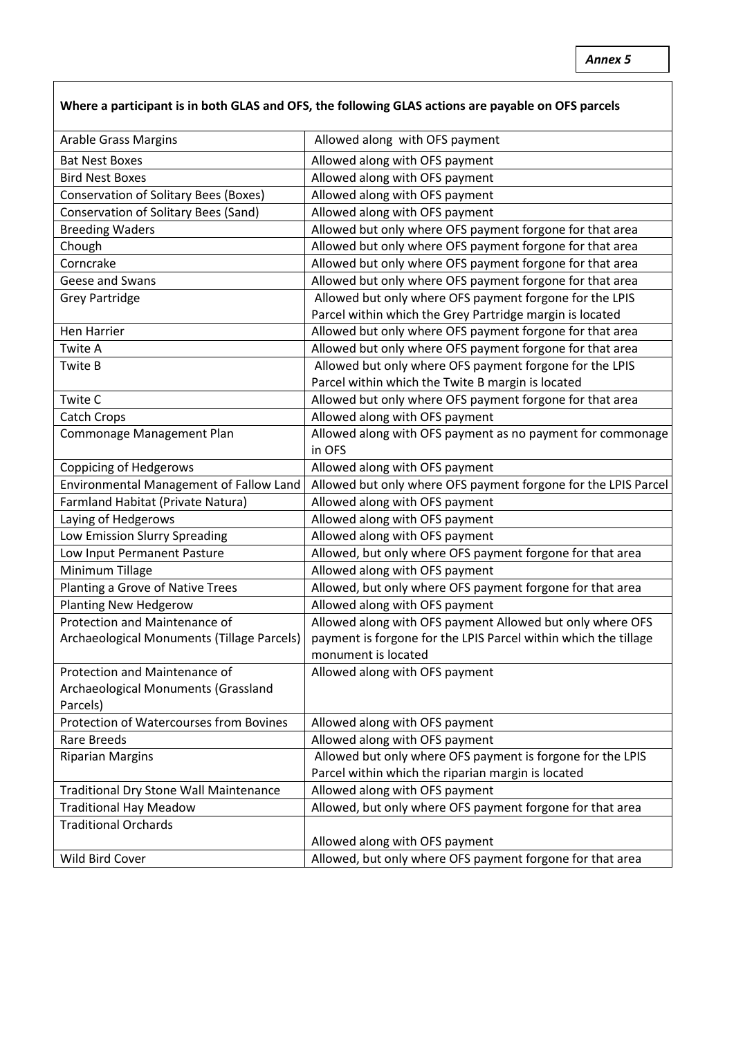*Annex 5*

| **Where a participant is in both GLAS and OFS, the following GLAS actions are payable on OFS parcels** | |
|---|---|
| Arable Grass Margins | Allowed along with OFS payment |
| Bat Nest Boxes | Allowed along with OFS payment |
| Bird Nest Boxes | Allowed along with OFS payment |
| Conservation of Solitary Bees (Boxes) | Allowed along with OFS payment |
| Conservation of Solitary Bees (Sand) | Allowed along with OFS payment |
| Breeding Waders | Allowed but only where OFS payment forgone for that area |
| Chough | Allowed but only where OFS payment forgone for that area |
| Corncrake | Allowed but only where OFS payment forgone for that area |
| Geese and Swans | Allowed but only where OFS payment forgone for that area |
| Grey Partridge | Allowed but only where OFS payment forgone for the LPIS Parcel within which the Grey Partridge margin is located |
| Hen Harrier | Allowed but only where OFS payment forgone for that area |
| Twite A | Allowed but only where OFS payment forgone for that area |
| Twite B | Allowed but only where OFS payment forgone for the LPIS Parcel within which the Twite B margin is located |
| Twite C | Allowed but only where OFS payment forgone for that area |
| Catch Crops | Allowed along with OFS payment |
| Commonage Management Plan | Allowed along with OFS payment as no payment for commonage in OFS |
| Coppicing of Hedgerows | Allowed along with OFS payment |
| Environmental Management of Fallow Land | Allowed but only where OFS payment forgone for the LPIS Parcel |
| Farmland Habitat (Private Natura) | Allowed along with OFS payment |
| Laying of Hedgerows | Allowed along with OFS payment |
| Low Emission Slurry Spreading | Allowed along with OFS payment |
| Low Input Permanent Pasture | Allowed, but only where OFS payment forgone for that area |
| Minimum Tillage | Allowed along with OFS payment |
| Planting a Grove of Native Trees | Allowed, but only where OFS payment forgone for that area |
| Planting New Hedgerow | Allowed along with OFS payment |
| Protection and Maintenance of Archaeological Monuments (Tillage Parcels) | Allowed along with OFS payment Allowed but only where OFS payment is forgone for the LPIS Parcel within which the tillage monument is located |
| Protection and Maintenance of Archaeological Monuments (Grassland Parcels) | Allowed along with OFS payment |
| Protection of Watercourses from Bovines | Allowed along with OFS payment |
| Rare Breeds | Allowed along with OFS payment |
| Riparian Margins | Allowed but only where OFS payment is forgone for the LPIS Parcel within which the riparian margin is located |
| Traditional Dry Stone Wall Maintenance | Allowed along with OFS payment |
| Traditional Hay Meadow | Allowed, but only where OFS payment forgone for that area |
| Traditional Orchards | Allowed along with OFS payment |
| Wild Bird Cover | Allowed, but only where OFS payment forgone for that area |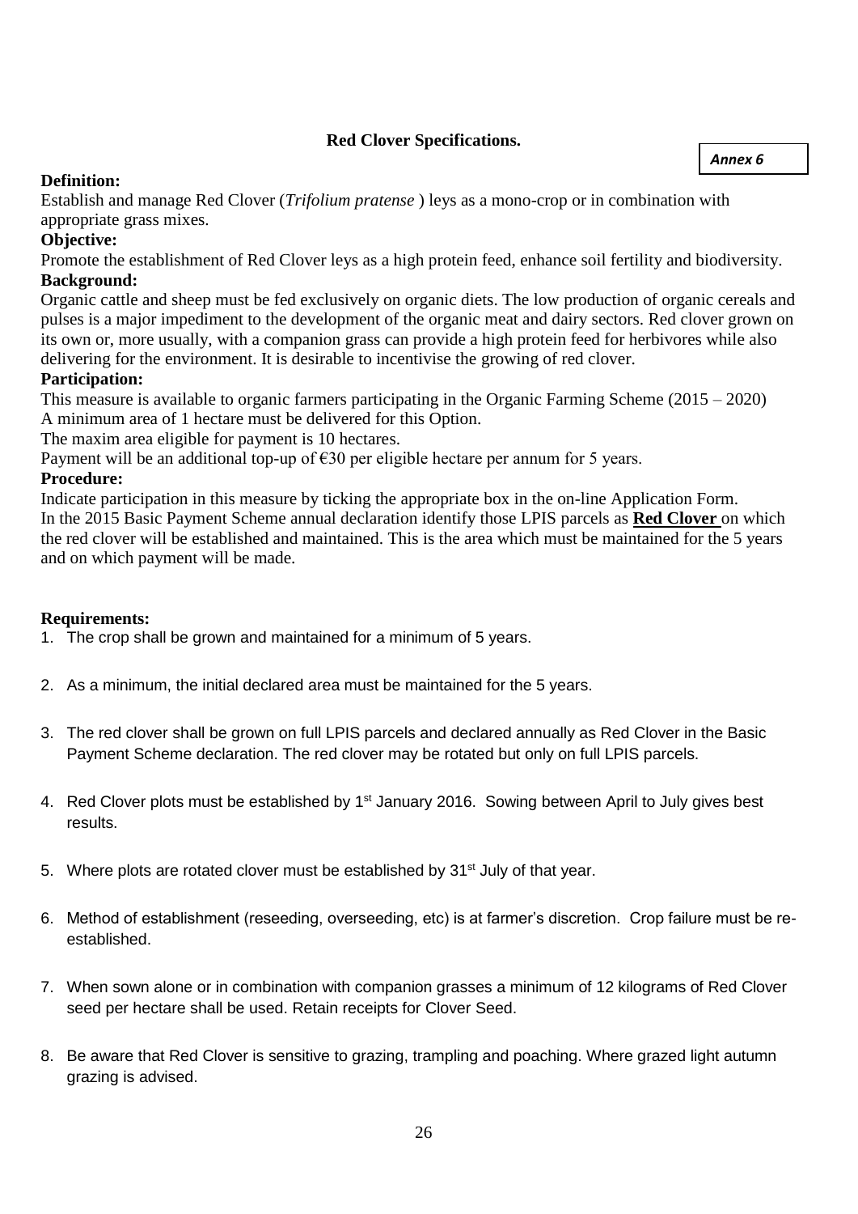## Red Clover Specifications.

*Annex 6*

**Definition:**

Establish and manage Red Clover (*Trifolium pratense* ) leys as a mono-crop or in combination with appropriate grass mixes.

**Objective:**

Promote the establishment of Red Clover leys as a high protein feed, enhance soil fertility and biodiversity.

**Background:**

Organic cattle and sheep must be fed exclusively on organic diets. The low production of organic cereals and pulses is a major impediment to the development of the organic meat and dairy sectors. Red clover grown on its own or, more usually, with a companion grass can provide a high protein feed for herbivores while also delivering for the environment. It is desirable to incentivise the growing of red clover.

**Participation:**

This measure is available to organic farmers participating in the Organic Farming Scheme (2015 – 2020)
A minimum area of 1 hectare must be delivered for this Option.
The maxim area eligible for payment is 10 hectares.
Payment will be an additional top-up of €30 per eligible hectare per annum for 5 years.

**Procedure:**

Indicate participation in this measure by ticking the appropriate box in the on-line Application Form.
In the 2015 Basic Payment Scheme annual declaration identify those LPIS parcels as **Red Clover** on which the red clover will be established and maintained. This is the area which must be maintained for the 5 years and on which payment will be made.

**Requirements:**

1. The crop shall be grown and maintained for a minimum of 5 years.
2. As a minimum, the initial declared area must be maintained for the 5 years.
3. The red clover shall be grown on full LPIS parcels and declared annually as Red Clover in the Basic Payment Scheme declaration. The red clover may be rotated but only on full LPIS parcels.
4. Red Clover plots must be established by 1st January 2016. Sowing between April to July gives best results.
5. Where plots are rotated clover must be established by 31st July of that year.
6. Method of establishment (reseeding, overseeding, etc) is at farmer's discretion. Crop failure must be re-established.
7. When sown alone or in combination with companion grasses a minimum of 12 kilograms of Red Clover seed per hectare shall be used. Retain receipts for Clover Seed.
8. Be aware that Red Clover is sensitive to grazing, trampling and poaching. Where grazed light autumn grazing is advised.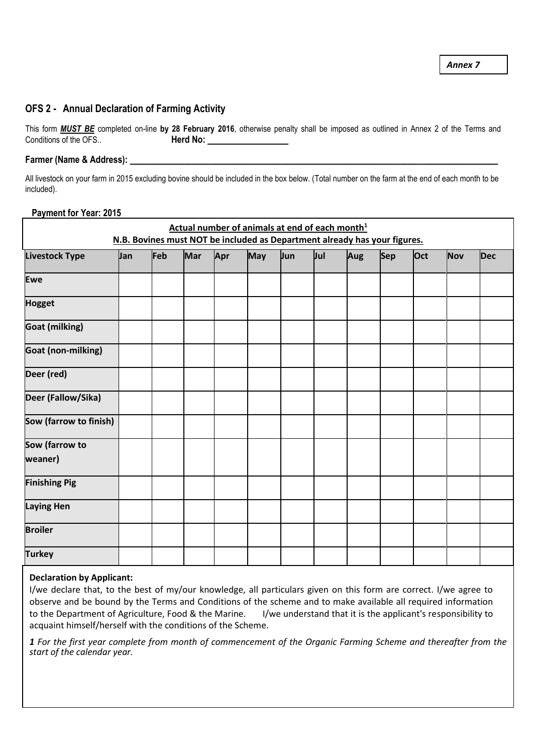Annex 7

## OFS 2 - Annual Declaration of Farming Activity

This form ***MUST BE*** completed on-line **by 28 February 2016**, otherwise penalty shall be imposed as outlined in Annex 2 of the Terms and Conditions of the OFS.. **Herd No: ________________**

**Farmer (Name & Address): ________________________________________________**

All livestock on your farm in 2015 excluding bovine should be included in the box below. (Total number on the farm at the end of each month to be included).

**Payment for Year: 2015**

| **Actual number of animals at end of each month[1] N.B. Bovines must NOT be included as Department already has your figures.** | | | | | | | | | | | | |
|---|---|---|---|---|---|---|---|---|---|---|---|---|
| **Livestock Type** | **Jan** | **Feb** | **Mar** | **Apr** | **May** | **Jun** | **Jul** | **Aug** | **Sep** | **Oct** | **Nov** | **Dec** |
| **Ewe** | | | | | | | | | | | | |
| **Hogget** | | | | | | | | | | | | |
| **Goat (milking)** | | | | | | | | | | | | |
| **Goat (non-milking)** | | | | | | | | | | | | |
| **Deer (red)** | | | | | | | | | | | | |
| **Deer (Fallow/Sika)** | | | | | | | | | | | | |
| **Sow (farrow to finish)** | | | | | | | | | | | | |
| **Sow (farrow to weaner)** | | | | | | | | | | | | |
| **Finishing Pig** | | | | | | | | | | | | |
| **Laying Hen** | | | | | | | | | | | | |
| **Broiler** | | | | | | | | | | | | |
| **Turkey** | | | | | | | | | | | | |

**Declaration by Applicant:**

I/we declare that, to the best of my/our knowledge, all particulars given on this form are correct. I/we agree to observe and be bound by the Terms and Conditions of the scheme and to make available all required information to the Department of Agriculture, Food & the Marine. I/we understand that it is the applicant's responsibility to acquaint himself/herself with the conditions of the Scheme.

***1*** *For the first year complete from month of commencement of the Organic Farming Scheme and thereafter from the start of the calendar year.*